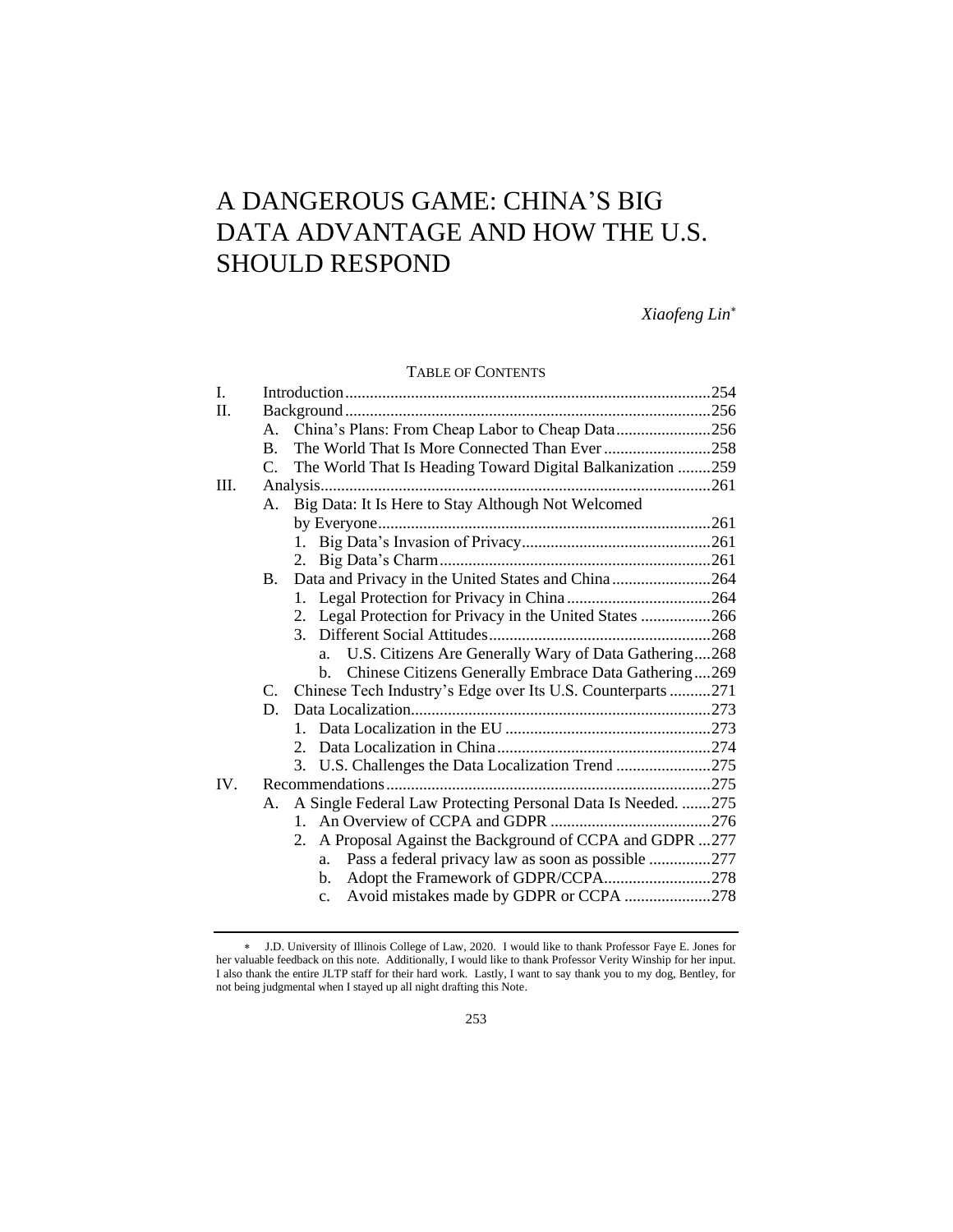# A DANGEROUS GAME: CHINA'S BIG DATA ADVANTAGE AND HOW THE U.S. SHOULD RESPOND

*Xiaofeng Lin*[*]

TABLE OF CONTENTS

I. Introduction ........ 254
II. Background ........ 256
  A. China's Plans: From Cheap Labor to Cheap Data ........ 256
  B. The World That Is More Connected Than Ever ........ 258
  C. The World That Is Heading Toward Digital Balkanization ........ 259
III. Analysis ........ 261
  A. Big Data: It Is Here to Stay Although Not Welcomed by Everyone ........ 261
    1. Big Data's Invasion of Privacy ........ 261
    2. Big Data's Charm ........ 261
  B. Data and Privacy in the United States and China ........ 264
    1. Legal Protection for Privacy in China ........ 264
    2. Legal Protection for Privacy in the United States ........ 266
    3. Different Social Attitudes ........ 268
      a. U.S. Citizens Are Generally Wary of Data Gathering ........ 268
      b. Chinese Citizens Generally Embrace Data Gathering ........ 269
  C. Chinese Tech Industry's Edge over Its U.S. Counterparts ........ 271
  D. Data Localization ........ 273
    1. Data Localization in the EU ........ 273
    2. Data Localization in China ........ 274
    3. U.S. Challenges the Data Localization Trend ........ 275
IV. Recommendations ........ 275
  A. A Single Federal Law Protecting Personal Data Is Needed. ........ 275
    1. An Overview of CCPA and GDPR ........ 276
    2. A Proposal Against the Background of CCPA and GDPR ... 277
      a. Pass a federal privacy law as soon as possible ........ 277
      b. Adopt the Framework of GDPR/CCPA ........ 278
      c. Avoid mistakes made by GDPR or CCPA ........ 278

---

[*] J.D. University of Illinois College of Law, 2020. I would like to thank Professor Faye E. Jones for her valuable feedback on this note. Additionally, I would like to thank Professor Verity Winship for her input. I also thank the entire JLTP staff for their hard work. Lastly, I want to say thank you to my dog, Bentley, for not being judgmental when I stayed up all night drafting this Note.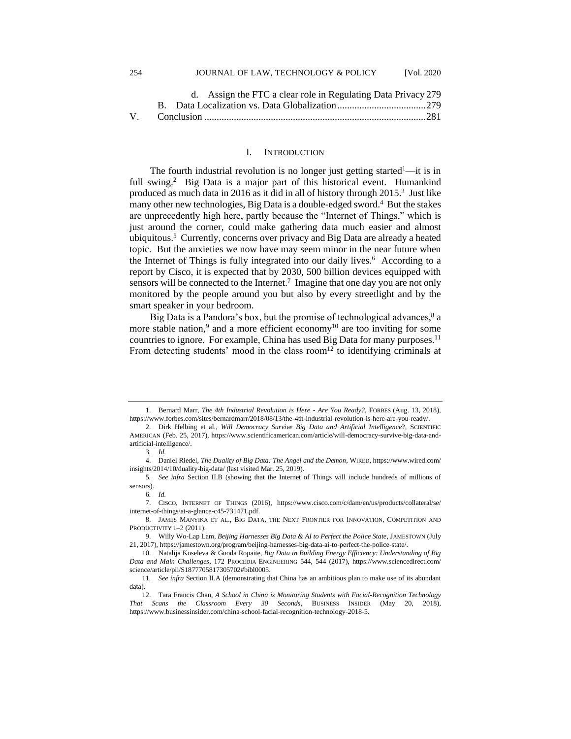d. Assign the FTC a clear role in Regulating Data Privacy 279
B. Data Localization vs. Data Globalization .................................... 279
V. Conclusion ......................................................................................... 281

## I. INTRODUCTION

The fourth industrial revolution is no longer just getting started[1]—it is in full swing.[2] Big Data is a major part of this historical event. Humankind produced as much data in 2016 as it did in all of history through 2015.[3] Just like many other new technologies, Big Data is a double-edged sword.[4] But the stakes are unprecedently high here, partly because the "Internet of Things," which is just around the corner, could make gathering data much easier and almost ubiquitous.[5] Currently, concerns over privacy and Big Data are already a heated topic. But the anxieties we now have may seem minor in the near future when the Internet of Things is fully integrated into our daily lives.[6] According to a report by Cisco, it is expected that by 2030, 500 billion devices equipped with sensors will be connected to the Internet.[7] Imagine that one day you are not only monitored by the people around you but also by every streetlight and by the smart speaker in your bedroom.

Big Data is a Pandora's box, but the promise of technological advances,[8] a more stable nation,[9] and a more efficient economy[10] are too inviting for some countries to ignore. For example, China has used Big Data for many purposes.[11] From detecting students' mood in the class room[12] to identifying criminals at

---

1. Bernard Marr, *The 4th Industrial Revolution is Here - Are You Ready?*, FORBES (Aug. 13, 2018), https://www.forbes.com/sites/bernardmarr/2018/08/13/the-4th-industrial-revolution-is-here-are-you-ready/.

2. Dirk Helbing et al., *Will Democracy Survive Big Data and Artificial Intelligence*?, SCIENTIFIC AMERICAN (Feb. 25, 2017), https://www.scientificamerican.com/article/will-democracy-survive-big-data-and-artificial-intelligence/.

3. *Id.*

4. Daniel Riedel, *The Duality of Big Data: The Angel and the Demon*, WIRED, https://www.wired.com/insights/2014/10/duality-big-data/ (last visited Mar. 25, 2019).

5. *See infra* Section II.B (showing that the Internet of Things will include hundreds of millions of sensors).

6. *Id.*

7. CISCO, INTERNET OF THINGS (2016), https://www.cisco.com/c/dam/en/us/products/collateral/se/internet-of-things/at-a-glance-c45-731471.pdf.

8. JAMES MANYIKA ET AL., BIG DATA, THE NEXT FRONTIER FOR INNOVATION, COMPETITION AND PRODUCTIVITY 1–2 (2011).

9. Willy Wo-Lap Lam, *Beijing Harnesses Big Data & AI to Perfect the Police State*, JAMESTOWN (July 21, 2017), https://jamestown.org/program/beijing-harnesses-big-data-ai-to-perfect-the-police-state/.

10. Natalija Koseleva & Guoda Ropaite, *Big Data in Building Energy Efficiency: Understanding of Big Data and Main Challenges*, 172 PROCEDIA ENGINEERING 544, 544 (2017), https://www.sciencedirect.com/science/article/pii/S1877705817305702#bibl0005.

11. *See infra* Section II.A (demonstrating that China has an ambitious plan to make use of its abundant data).

12. Tara Francis Chan, *A School in China is Monitoring Students with Facial-Recognition Technology That Scans the Classroom Every 30 Seconds*, BUSINESS INSIDER (May 20, 2018), https://www.businessinsider.com/china-school-facial-recognition-technology-2018-5.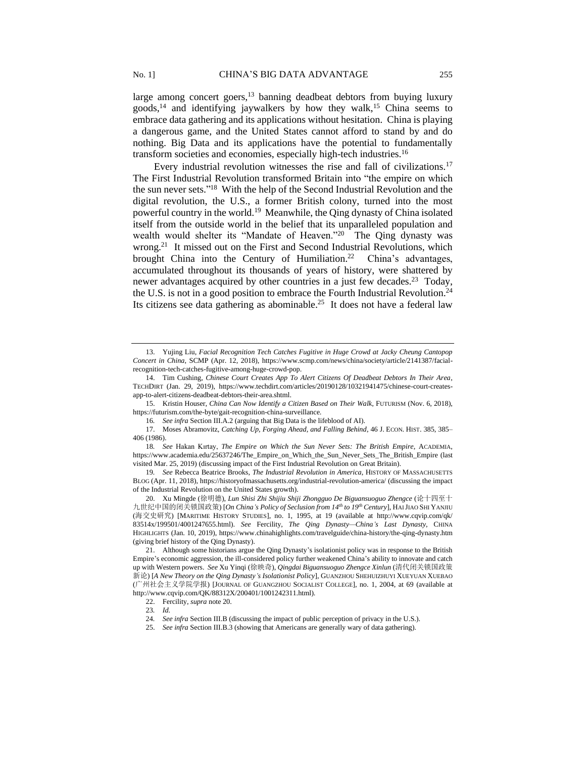large among concert goers,[13] banning deadbeat debtors from buying luxury goods,[14] and identifying jaywalkers by how they walk,[15] China seems to embrace data gathering and its applications without hesitation. China is playing a dangerous game, and the United States cannot afford to stand by and do nothing. Big Data and its applications have the potential to fundamentally transform societies and economies, especially high-tech industries.[16]

Every industrial revolution witnesses the rise and fall of civilizations.[17] The First Industrial Revolution transformed Britain into "the empire on which the sun never sets."[18] With the help of the Second Industrial Revolution and the digital revolution, the U.S., a former British colony, turned into the most powerful country in the world.[19] Meanwhile, the Qing dynasty of China isolated itself from the outside world in the belief that its unparalleled population and wealth would shelter its "Mandate of Heaven."[20] The Qing dynasty was wrong.[21] It missed out on the First and Second Industrial Revolutions, which brought China into the Century of Humiliation.[22] China's advantages, accumulated throughout its thousands of years of history, were shattered by newer advantages acquired by other countries in a just few decades.[23] Today, the U.S. is not in a good position to embrace the Fourth Industrial Revolution.[24] Its citizens see data gathering as abominable.[25] It does not have a federal law

---

13. Yujing Liu, *Facial Recognition Tech Catches Fugitive in Huge Crowd at Jacky Cheung Cantopop Concert in China*, SCMP (Apr. 12, 2018), https://www.scmp.com/news/china/society/article/2141387/facial-recognition-tech-catches-fugitive-among-huge-crowd-pop.

14. Tim Cushing, *Chinese Court Creates App To Alert Citizens Of Deadbeat Debtors In Their Area*, TECHDIRT (Jan. 29, 2019), https://www.techdirt.com/articles/20190128/10321941475/chinese-court-creates-app-to-alert-citizens-deadbeat-debtors-their-area.shtml.

15. Kristin Houser, *China Can Now Identify a Citizen Based on Their Walk*, FUTURISM (Nov. 6, 2018), https://futurism.com/the-byte/gait-recognition-china-surveillance.

16. *See infra* Section III.A.2 (arguing that Big Data is the lifeblood of AI).

17. Moses Abramovitz, *Catching Up, Forging Ahead, and Falling Behind*, 46 J. ECON. HIST. 385, 385–406 (1986).

18. *See* Hakan Kırtay, *The Empire on Which the Sun Never Sets: The British Empire*, ACADEMIA, https://www.academia.edu/25637246/The_Empire_on_Which_the_Sun_Never_Sets_The_British_Empire (last visited Mar. 25, 2019) (discussing impact of the First Industrial Revolution on Great Britain).

19. *See* Rebecca Beatrice Brooks, *The Industrial Revolution in America*, HISTORY OF MASSACHUSETTS BLOG (Apr. 11, 2018), https://historyofmassachusetts.org/industrial-revolution-america/ (discussing the impact of the Industrial Revolution on the United States growth).

20. Xu Mingde (徐明德), *Lun Shisi Zhi Shijiu Shiji Zhongguo De Biguansuoguo Zhengce* (论十四至十九世纪中国的闭关锁国政策) [*On China's Policy of Seclusion from 14th to 19th Century*], HAI JIAO SHI YANJIU (海交史研究) [MARITIME HISTORY STUDIES], no. 1, 1995, at 19 (available at http://www.cqvip.com/qk/83514x/199501/4001247655.html). *See* Fercility, *The Qing Dynasty—China's Last Dynasty*, CHINA HIGHLIGHTS (Jan. 10, 2019), https://www.chinahighlights.com/travelguide/china-history/the-qing-dynasty.htm (giving brief history of the Qing Dynasty).

21. Although some historians argue the Qing Dynasty's isolationist policy was in response to the British Empire's economic aggression, the ill-considered policy further weakened China's ability to innovate and catch up with Western powers. *See* Xu Yinqi (徐映奇), *Qingdai Biguansuoguo Zhengce Xinlun* (清代闭关锁国政策新论) [*A New Theory on the Qing Dynasty's Isolationist Policy*], GUANZHOU SHEHUIZHUYI XUEYUAN XUEBAO (广州社会主义学院学报) [JOURNAL OF GUANGZHOU SOCIALIST COLLEGE], no. 1, 2004, at 69 (available at http://www.cqvip.com/QK/88312X/200401/1001242311.html).

22. Fercility, *supra* note 20.

23. *Id.*

24. *See infra* Section III.B (discussing the impact of public perception of privacy in the U.S.).

25. *See infra* Section III.B.3 (showing that Americans are generally wary of data gathering).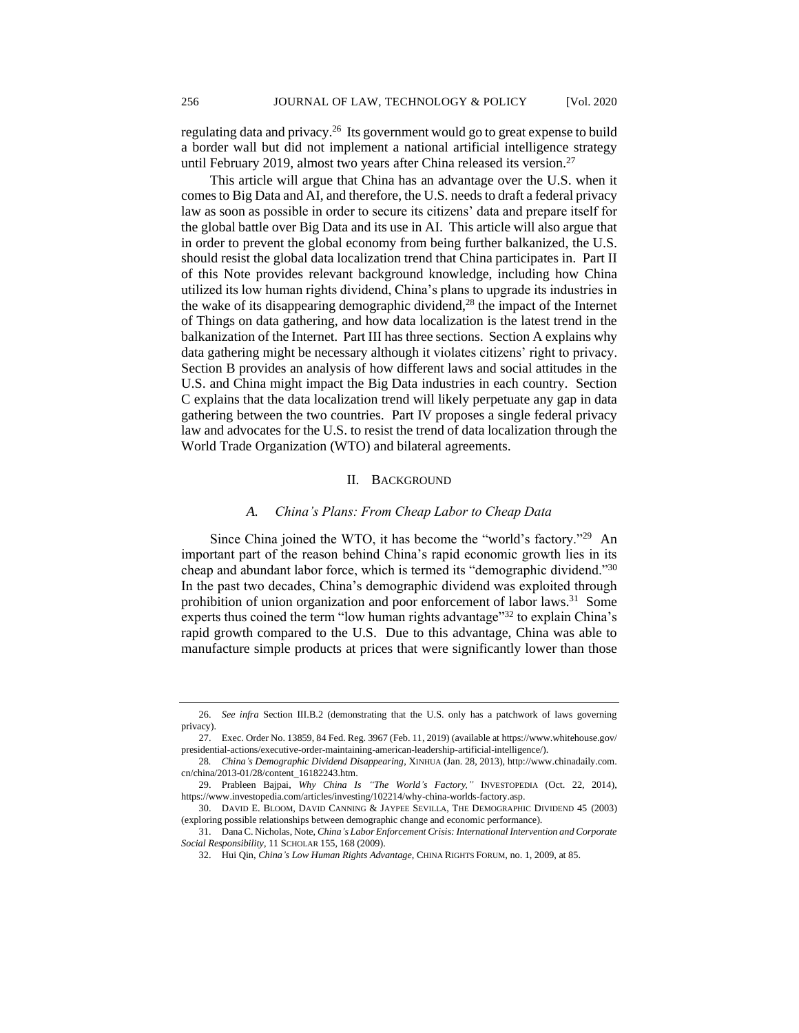regulating data and privacy.[26] Its government would go to great expense to build a border wall but did not implement a national artificial intelligence strategy until February 2019, almost two years after China released its version.[27]

This article will argue that China has an advantage over the U.S. when it comes to Big Data and AI, and therefore, the U.S. needs to draft a federal privacy law as soon as possible in order to secure its citizens' data and prepare itself for the global battle over Big Data and its use in AI. This article will also argue that in order to prevent the global economy from being further balkanized, the U.S. should resist the global data localization trend that China participates in. Part II of this Note provides relevant background knowledge, including how China utilized its low human rights dividend, China's plans to upgrade its industries in the wake of its disappearing demographic dividend,[28] the impact of the Internet of Things on data gathering, and how data localization is the latest trend in the balkanization of the Internet. Part III has three sections. Section A explains why data gathering might be necessary although it violates citizens' right to privacy. Section B provides an analysis of how different laws and social attitudes in the U.S. and China might impact the Big Data industries in each country. Section C explains that the data localization trend will likely perpetuate any gap in data gathering between the two countries. Part IV proposes a single federal privacy law and advocates for the U.S. to resist the trend of data localization through the World Trade Organization (WTO) and bilateral agreements.

## II. BACKGROUND

### *A. China's Plans: From Cheap Labor to Cheap Data*

Since China joined the WTO, it has become the "world's factory."[29] An important part of the reason behind China's rapid economic growth lies in its cheap and abundant labor force, which is termed its "demographic dividend."[30] In the past two decades, China's demographic dividend was exploited through prohibition of union organization and poor enforcement of labor laws.[31] Some experts thus coined the term "low human rights advantage"[32] to explain China's rapid growth compared to the U.S. Due to this advantage, China was able to manufacture simple products at prices that were significantly lower than those

---

26. *See infra* Section III.B.2 (demonstrating that the U.S. only has a patchwork of laws governing privacy).

27. Exec. Order No. 13859, 84 Fed. Reg. 3967 (Feb. 11, 2019) (available at https://www.whitehouse.gov/presidential-actions/executive-order-maintaining-american-leadership-artificial-intelligence/).

28. *China's Demographic Dividend Disappearing*, XINHUA (Jan. 28, 2013), http://www.chinadaily.com.cn/china/2013-01/28/content_16182243.htm.

29. Prableen Bajpai, *Why China Is "The World's Factory,"* INVESTOPEDIA (Oct. 22, 2014), https://www.investopedia.com/articles/investing/102214/why-china-worlds-factory.asp.

30. DAVID E. BLOOM, DAVID CANNING & JAYPEE SEVILLA, THE DEMOGRAPHIC DIVIDEND 45 (2003) (exploring possible relationships between demographic change and economic performance).

31. Dana C. Nicholas, Note, *China's Labor Enforcement Crisis: International Intervention and Corporate Social Responsibility*, 11 SCHOLAR 155, 168 (2009).

32. Hui Qin, *China's Low Human Rights Advantage*, CHINA RIGHTS FORUM, no. 1, 2009, at 85.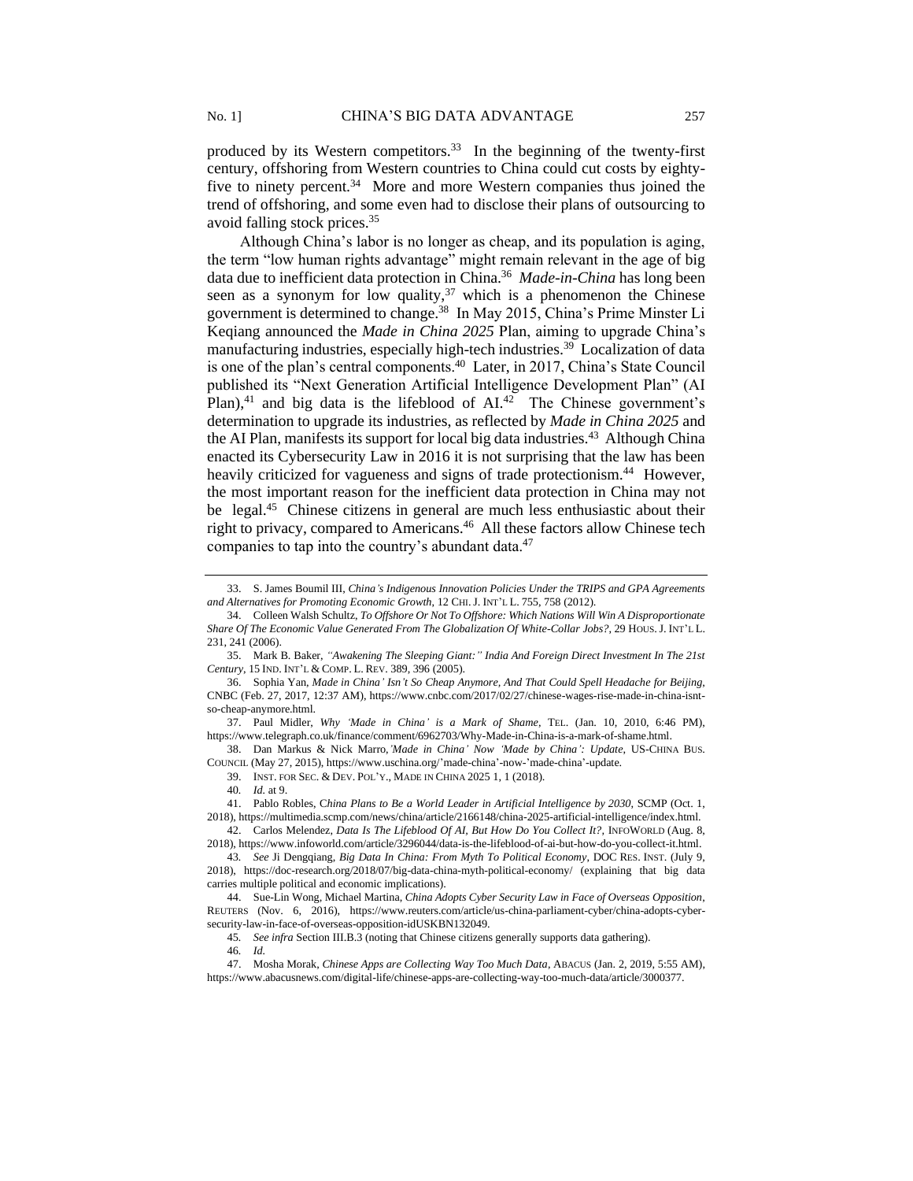produced by its Western competitors.[33] In the beginning of the twenty-first century, offshoring from Western countries to China could cut costs by eighty-five to ninety percent.[34] More and more Western companies thus joined the trend of offshoring, and some even had to disclose their plans of outsourcing to avoid falling stock prices.[35]

Although China's labor is no longer as cheap, and its population is aging, the term "low human rights advantage" might remain relevant in the age of big data due to inefficient data protection in China.[36] *Made-in-China* has long been seen as a synonym for low quality,[37] which is a phenomenon the Chinese government is determined to change.[38] In May 2015, China's Prime Minster Li Keqiang announced the *Made in China 2025* Plan, aiming to upgrade China's manufacturing industries, especially high-tech industries.[39] Localization of data is one of the plan's central components.[40] Later, in 2017, China's State Council published its "Next Generation Artificial Intelligence Development Plan" (AI Plan),[41] and big data is the lifeblood of AI.[42] The Chinese government's determination to upgrade its industries, as reflected by *Made in China 2025* and the AI Plan, manifests its support for local big data industries.[43] Although China enacted its Cybersecurity Law in 2016 it is not surprising that the law has been heavily criticized for vagueness and signs of trade protectionism.[44] However, the most important reason for the inefficient data protection in China may not be legal.[45] Chinese citizens in general are much less enthusiastic about their right to privacy, compared to Americans.[46] All these factors allow Chinese tech companies to tap into the country's abundant data.[47]

---

33. S. James Boumil III, *China's Indigenous Innovation Policies Under the TRIPS and GPA Agreements and Alternatives for Promoting Economic Growth*, 12 CHI. J. INT'L L. 755, 758 (2012).

34. Colleen Walsh Schultz, *To Offshore Or Not To Offshore: Which Nations Will Win A Disproportionate Share Of The Economic Value Generated From The Globalization Of White-Collar Jobs?*, 29 HOUS. J. INT'L L. 231, 241 (2006).

35. Mark B. Baker, *"Awakening The Sleeping Giant:" India And Foreign Direct Investment In The 21st Century*, 15 IND. INT'L & COMP. L. REV. 389, 396 (2005).

36. Sophia Yan, *Made in China' Isn't So Cheap Anymore, And That Could Spell Headache for Beijing*, CNBC (Feb. 27, 2017, 12:37 AM), https://www.cnbc.com/2017/02/27/chinese-wages-rise-made-in-china-isnt-so-cheap-anymore.html.

37. Paul Midler, *Why 'Made in China' is a Mark of Shame*, TEL. (Jan. 10, 2010, 6:46 PM), https://www.telegraph.co.uk/finance/comment/6962703/Why-Made-in-China-is-a-mark-of-shame.html.

38. Dan Markus & Nick Marro, *'Made in China' Now 'Made by China': Update*, US-CHINA BUS. COUNCIL (May 27, 2015), https://www.uschina.org/'made-china'-now-'made-china'-update.

39. INST. FOR SEC. & DEV. POL'Y., MADE IN CHINA 2025 1, 1 (2018).

40. *Id.* at 9.

41. Pablo Robles, *China Plans to Be a World Leader in Artificial Intelligence by 2030*, SCMP (Oct. 1, 2018), https://multimedia.scmp.com/news/china/article/2166148/china-2025-artificial-intelligence/index.html.

42. Carlos Melendez, *Data Is The Lifeblood Of AI, But How Do You Collect It?*, INFOWORLD (Aug. 8, 2018), https://www.infoworld.com/article/3296044/data-is-the-lifeblood-of-ai-but-how-do-you-collect-it.html.

43. *See* Ji Dengqiang, *Big Data In China: From Myth To Political Economy*, DOC RES. INST. (July 9, 2018), https://doc-research.org/2018/07/big-data-china-myth-political-economy/ (explaining that big data carries multiple political and economic implications).

44. Sue-Lin Wong, Michael Martina, *China Adopts Cyber Security Law in Face of Overseas Opposition*, REUTERS (Nov. 6, 2016), https://www.reuters.com/article/us-china-parliament-cyber/china-adopts-cyber-security-law-in-face-of-overseas-opposition-idUSKBN132049.

45. *See infra* Section III.B.3 (noting that Chinese citizens generally supports data gathering).

46. *Id.*

47. Mosha Morak, *Chinese Apps are Collecting Way Too Much Data*, ABACUS (Jan. 2, 2019, 5:55 AM), https://www.abacusnews.com/digital-life/chinese-apps-are-collecting-way-too-much-data/article/3000377.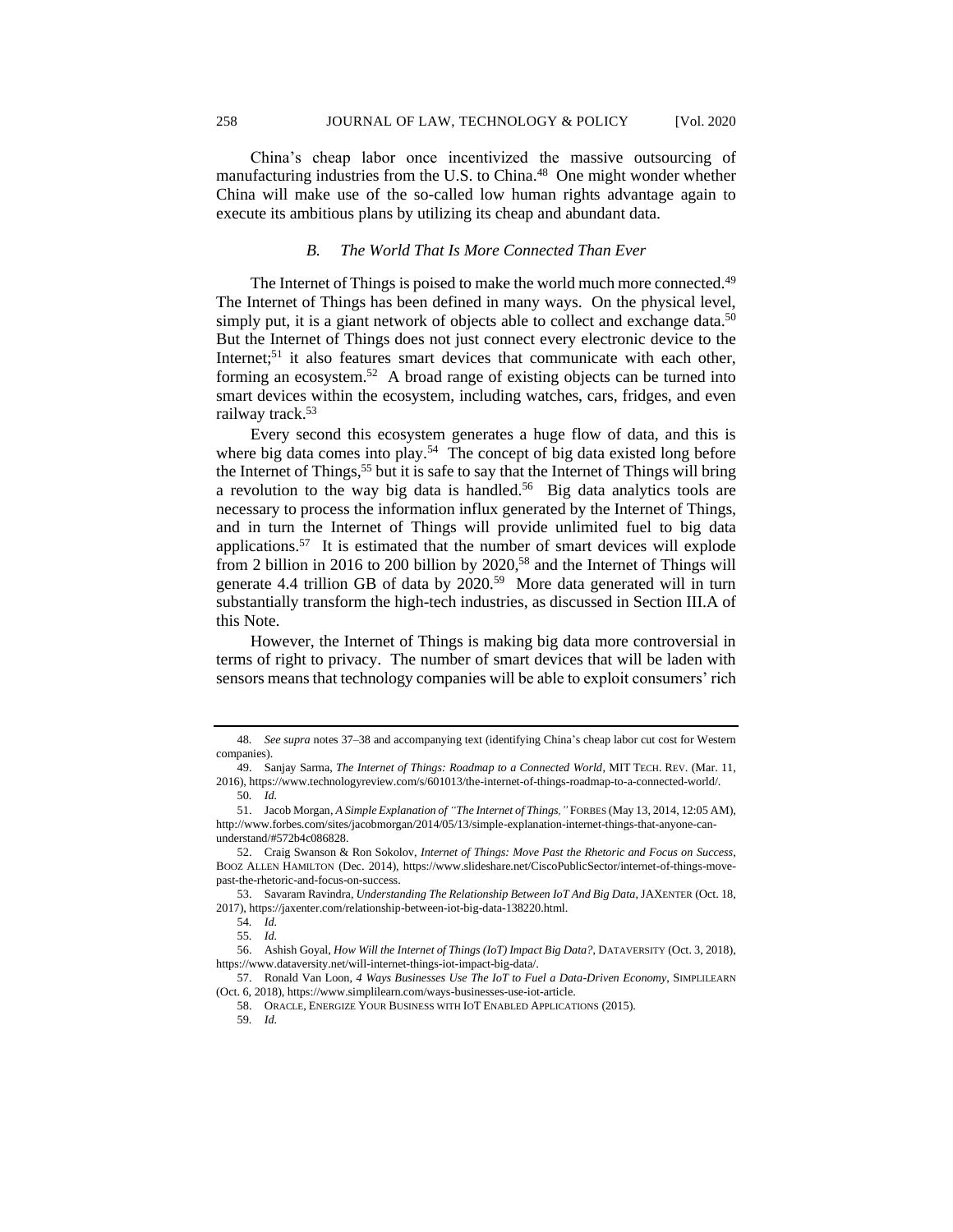China's cheap labor once incentivized the massive outsourcing of manufacturing industries from the U.S. to China.[48] One might wonder whether China will make use of the so-called low human rights advantage again to execute its ambitious plans by utilizing its cheap and abundant data.

### *B. The World That Is More Connected Than Ever*

The Internet of Things is poised to make the world much more connected.[49] The Internet of Things has been defined in many ways. On the physical level, simply put, it is a giant network of objects able to collect and exchange data.[50] But the Internet of Things does not just connect every electronic device to the Internet;[51] it also features smart devices that communicate with each other, forming an ecosystem.[52] A broad range of existing objects can be turned into smart devices within the ecosystem, including watches, cars, fridges, and even railway track.[53]

Every second this ecosystem generates a huge flow of data, and this is where big data comes into play.[54] The concept of big data existed long before the Internet of Things,[55] but it is safe to say that the Internet of Things will bring a revolution to the way big data is handled.[56] Big data analytics tools are necessary to process the information influx generated by the Internet of Things, and in turn the Internet of Things will provide unlimited fuel to big data applications.[57] It is estimated that the number of smart devices will explode from 2 billion in 2016 to 200 billion by 2020,[58] and the Internet of Things will generate 4.4 trillion GB of data by 2020.[59] More data generated will in turn substantially transform the high-tech industries, as discussed in Section III.A of this Note.

However, the Internet of Things is making big data more controversial in terms of right to privacy. The number of smart devices that will be laden with sensors means that technology companies will be able to exploit consumers' rich

---

48. *See supra* notes 37–38 and accompanying text (identifying China's cheap labor cut cost for Western companies).

49. Sanjay Sarma, *The Internet of Things: Roadmap to a Connected World*, MIT TECH. REV. (Mar. 11, 2016), https://www.technologyreview.com/s/601013/the-internet-of-things-roadmap-to-a-connected-world/.

50. *Id.*

51. Jacob Morgan, *A Simple Explanation of "The Internet of Things,"* FORBES (May 13, 2014, 12:05 AM), http://www.forbes.com/sites/jacobmorgan/2014/05/13/simple-explanation-internet-things-that-anyone-can-understand/#572b4c086828.

52. Craig Swanson & Ron Sokolov, *Internet of Things: Move Past the Rhetoric and Focus on Success*, BOOZ ALLEN HAMILTON (Dec. 2014), https://www.slideshare.net/CiscoPublicSector/internet-of-things-move-past-the-rhetoric-and-focus-on-success.

53. Savaram Ravindra, *Understanding The Relationship Between IoT And Big Data*, JAXENTER (Oct. 18, 2017), https://jaxenter.com/relationship-between-iot-big-data-138220.html.

54. *Id.*

55. *Id.*

56. Ashish Goyal, *How Will the Internet of Things (IoT) Impact Big Data?*, DATAVERSITY (Oct. 3, 2018), https://www.dataversity.net/will-internet-things-iot-impact-big-data/.

57. Ronald Van Loon, *4 Ways Businesses Use The IoT to Fuel a Data-Driven Economy*, SIMPLILEARN (Oct. 6, 2018), https://www.simplilearn.com/ways-businesses-use-iot-article.

58. ORACLE, ENERGIZE YOUR BUSINESS WITH IOT ENABLED APPLICATIONS (2015).

59. *Id.*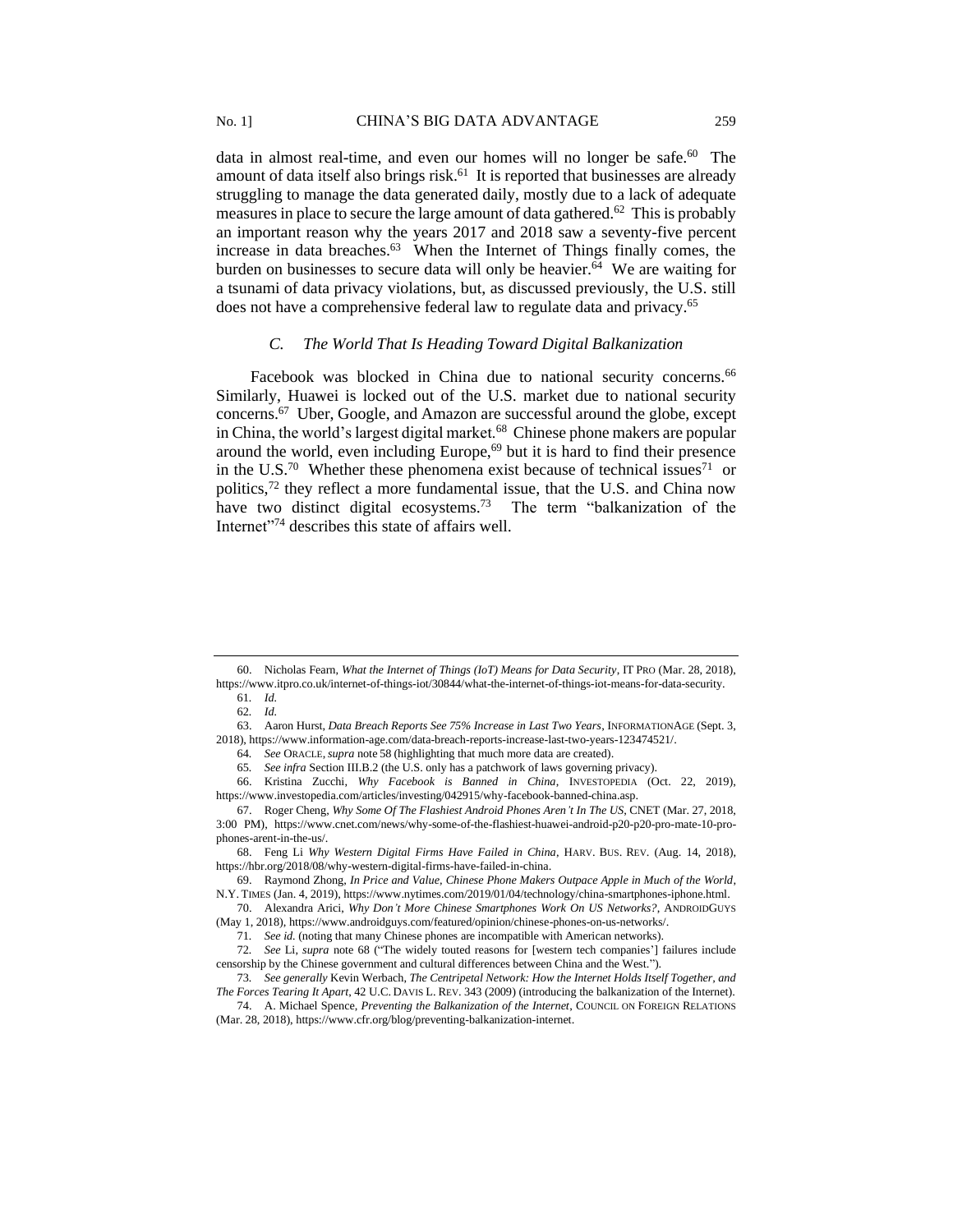data in almost real-time, and even our homes will no longer be safe.[60] The amount of data itself also brings risk.[61] It is reported that businesses are already struggling to manage the data generated daily, mostly due to a lack of adequate measures in place to secure the large amount of data gathered.[62] This is probably an important reason why the years 2017 and 2018 saw a seventy-five percent increase in data breaches.[63] When the Internet of Things finally comes, the burden on businesses to secure data will only be heavier.[64] We are waiting for a tsunami of data privacy violations, but, as discussed previously, the U.S. still does not have a comprehensive federal law to regulate data and privacy.[65]

### *C. The World That Is Heading Toward Digital Balkanization*

Facebook was blocked in China due to national security concerns.[66] Similarly, Huawei is locked out of the U.S. market due to national security concerns.[67] Uber, Google, and Amazon are successful around the globe, except in China, the world's largest digital market.[68] Chinese phone makers are popular around the world, even including Europe,[69] but it is hard to find their presence in the U.S.[70] Whether these phenomena exist because of technical issues[71] or politics,[72] they reflect a more fundamental issue, that the U.S. and China now have two distinct digital ecosystems.[73] The term "balkanization of the Internet"[74] describes this state of affairs well.

---

60. Nicholas Fearn, *What the Internet of Things (IoT) Means for Data Security*, IT PRO (Mar. 28, 2018), https://www.itpro.co.uk/internet-of-things-iot/30844/what-the-internet-of-things-iot-means-for-data-security.

61. *Id.*

62. *Id.*

63. Aaron Hurst, *Data Breach Reports See 75% Increase in Last Two Years*, INFORMATIONAGE (Sept. 3, 2018), https://www.information-age.com/data-breach-reports-increase-last-two-years-123474521/.

64. *See* ORACLE, *supra* note 58 (highlighting that much more data are created).

65. *See infra* Section III.B.2 (the U.S. only has a patchwork of laws governing privacy).

66. Kristina Zucchi, *Why Facebook is Banned in China*, INVESTOPEDIA (Oct. 22, 2019), https://www.investopedia.com/articles/investing/042915/why-facebook-banned-china.asp.

67. Roger Cheng, *Why Some Of The Flashiest Android Phones Aren't In The US*, CNET (Mar. 27, 2018, 3:00 PM), https://www.cnet.com/news/why-some-of-the-flashiest-huawei-android-p20-p20-pro-mate-10-pro-phones-arent-in-the-us/.

68. Feng Li *Why Western Digital Firms Have Failed in China*, HARV. BUS. REV. (Aug. 14, 2018), https://hbr.org/2018/08/why-western-digital-firms-have-failed-in-china.

69. Raymond Zhong, *In Price and Value, Chinese Phone Makers Outpace Apple in Much of the World*, N.Y. TIMES (Jan. 4, 2019), https://www.nytimes.com/2019/01/04/technology/china-smartphones-iphone.html.

70. Alexandra Arici, *Why Don't More Chinese Smartphones Work On US Networks?*, ANDROIDGUYS (May 1, 2018), https://www.androidguys.com/featured/opinion/chinese-phones-on-us-networks/.

71. *See id.* (noting that many Chinese phones are incompatible with American networks).

72. *See* Li, *supra* note 68 ("The widely touted reasons for [western tech companies'] failures include censorship by the Chinese government and cultural differences between China and the West.").

73. *See generally* Kevin Werbach, *The Centripetal Network: How the Internet Holds Itself Together, and The Forces Tearing It Apart*, 42 U.C. DAVIS L. REV. 343 (2009) (introducing the balkanization of the Internet).

74. A. Michael Spence, *Preventing the Balkanization of the Internet*, COUNCIL ON FOREIGN RELATIONS (Mar. 28, 2018), https://www.cfr.org/blog/preventing-balkanization-internet.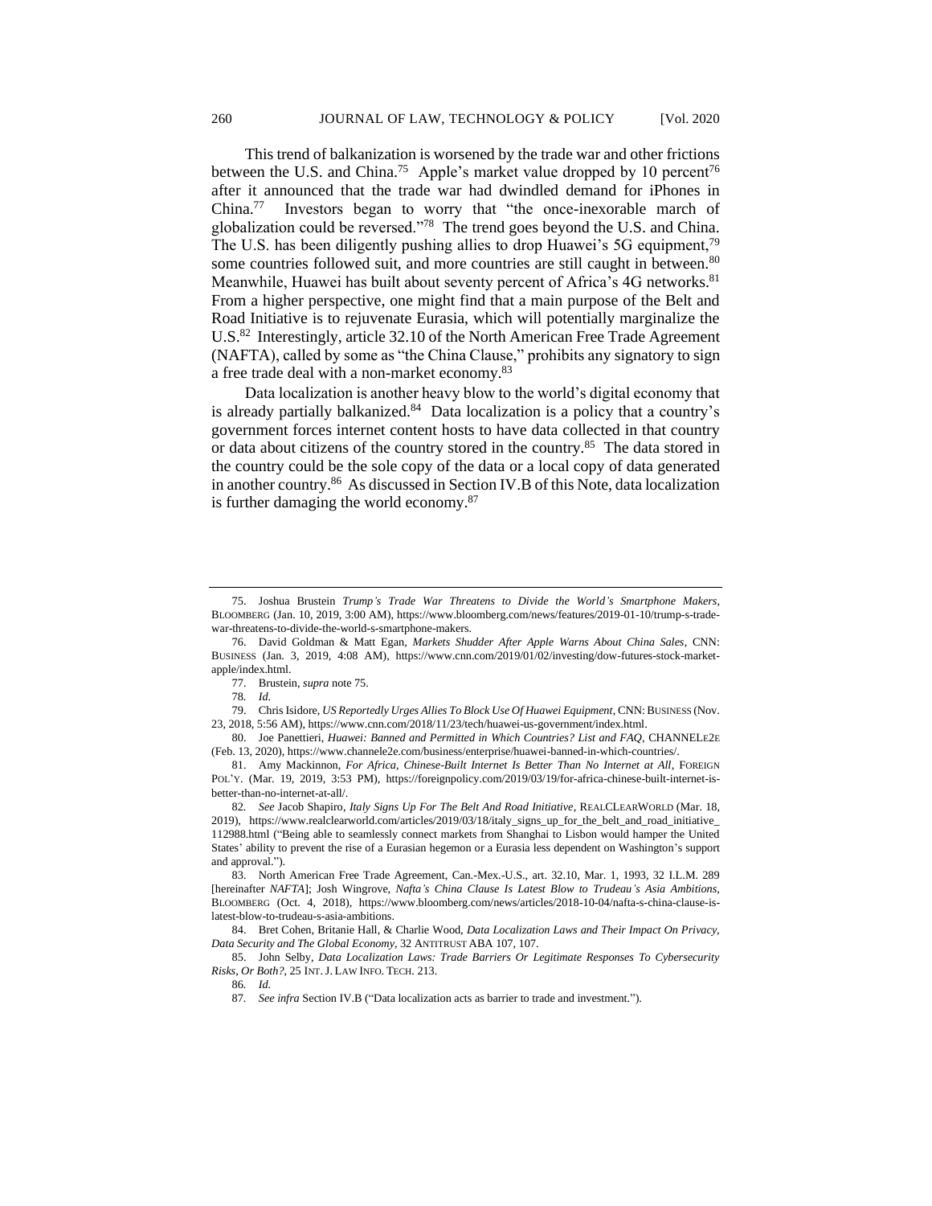This trend of balkanization is worsened by the trade war and other frictions between the U.S. and China.[75] Apple's market value dropped by 10 percent[76] after it announced that the trade war had dwindled demand for iPhones in China.[77] Investors began to worry that "the once-inexorable march of globalization could be reversed."[78] The trend goes beyond the U.S. and China. The U.S. has been diligently pushing allies to drop Huawei's 5G equipment,[79] some countries followed suit, and more countries are still caught in between.[80] Meanwhile, Huawei has built about seventy percent of Africa's 4G networks.[81] From a higher perspective, one might find that a main purpose of the Belt and Road Initiative is to rejuvenate Eurasia, which will potentially marginalize the U.S.[82] Interestingly, article 32.10 of the North American Free Trade Agreement (NAFTA), called by some as "the China Clause," prohibits any signatory to sign a free trade deal with a non-market economy.[83]

Data localization is another heavy blow to the world's digital economy that is already partially balkanized.[84] Data localization is a policy that a country's government forces internet content hosts to have data collected in that country or data about citizens of the country stored in the country.[85] The data stored in the country could be the sole copy of the data or a local copy of data generated in another country.[86] As discussed in Section IV.B of this Note, data localization is further damaging the world economy.[87]

---

75. Joshua Brustein *Trump's Trade War Threatens to Divide the World's Smartphone Makers*, BLOOMBERG (Jan. 10, 2019, 3:00 AM), https://www.bloomberg.com/news/features/2019-01-10/trump-s-trade-war-threatens-to-divide-the-world-s-smartphone-makers.

76. David Goldman & Matt Egan, *Markets Shudder After Apple Warns About China Sales*, CNN: BUSINESS (Jan. 3, 2019, 4:08 AM), https://www.cnn.com/2019/01/02/investing/dow-futures-stock-market-apple/index.html.

77. Brustein, *supra* note 75.

78. *Id.*

79. Chris Isidore, *US Reportedly Urges Allies To Block Use Of Huawei Equipment*, CNN: BUSINESS (Nov. 23, 2018, 5:56 AM), https://www.cnn.com/2018/11/23/tech/huawei-us-government/index.html.

80. Joe Panettieri, *Huawei: Banned and Permitted in Which Countries? List and FAQ*, CHANNELE2E (Feb. 13, 2020), https://www.channele2e.com/business/enterprise/huawei-banned-in-which-countries/.

81. Amy Mackinnon, *For Africa, Chinese-Built Internet Is Better Than No Internet at All*, FOREIGN POL'Y. (Mar. 19, 2019, 3:53 PM), https://foreignpolicy.com/2019/03/19/for-africa-chinese-built-internet-is-better-than-no-internet-at-all/.

82. *See* Jacob Shapiro, *Italy Signs Up For The Belt And Road Initiative*, REALCLEARWORLD (Mar. 18, 2019), https://www.realclearworld.com/articles/2019/03/18/italy_signs_up_for_the_belt_and_road_initiative_112988.html ("Being able to seamlessly connect markets from Shanghai to Lisbon would hamper the United States' ability to prevent the rise of a Eurasian hegemon or a Eurasia less dependent on Washington's support and approval.").

83. North American Free Trade Agreement, Can.-Mex.-U.S., art. 32.10, Mar. 1, 1993, 32 I.L.M. 289 [hereinafter *NAFTA*]; Josh Wingrove, *Nafta's China Clause Is Latest Blow to Trudeau's Asia Ambitions*, BLOOMBERG (Oct. 4, 2018), https://www.bloomberg.com/news/articles/2018-10-04/nafta-s-china-clause-is-latest-blow-to-trudeau-s-asia-ambitions.

84. Bret Cohen, Britanie Hall, & Charlie Wood, *Data Localization Laws and Their Impact On Privacy, Data Security and The Global Economy*, 32 ANTITRUST ABA 107, 107.

85. John Selby, *Data Localization Laws: Trade Barriers Or Legitimate Responses To Cybersecurity Risks, Or Both?*, 25 INT. J. LAW INFO. TECH. 213.

86. *Id.*

87. *See infra* Section IV.B ("Data localization acts as barrier to trade and investment.").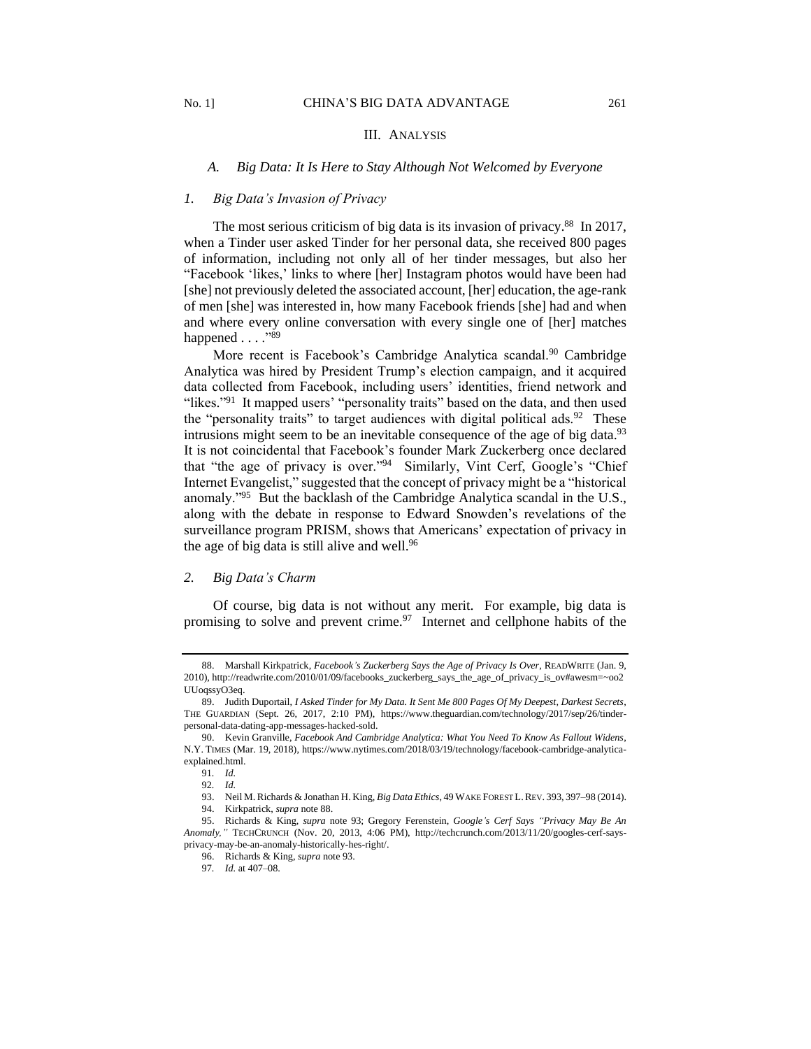## III. ANALYSIS

### *A. Big Data: It Is Here to Stay Although Not Welcomed by Everyone*

#### *1. Big Data's Invasion of Privacy*

The most serious criticism of big data is its invasion of privacy.[88] In 2017, when a Tinder user asked Tinder for her personal data, she received 800 pages of information, including not only all of her tinder messages, but also her "Facebook 'likes,' links to where [her] Instagram photos would have been had [she] not previously deleted the associated account, [her] education, the age-rank of men [she] was interested in, how many Facebook friends [she] had and when and where every online conversation with every single one of [her] matches happened . . . ."[89]

More recent is Facebook's Cambridge Analytica scandal.[90] Cambridge Analytica was hired by President Trump's election campaign, and it acquired data collected from Facebook, including users' identities, friend network and "likes."[91] It mapped users' "personality traits" based on the data, and then used the "personality traits" to target audiences with digital political ads.[92] These intrusions might seem to be an inevitable consequence of the age of big data.[93] It is not coincidental that Facebook's founder Mark Zuckerberg once declared that "the age of privacy is over."[94] Similarly, Vint Cerf, Google's "Chief Internet Evangelist," suggested that the concept of privacy might be a "historical anomaly."[95] But the backlash of the Cambridge Analytica scandal in the U.S., along with the debate in response to Edward Snowden's revelations of the surveillance program PRISM, shows that Americans' expectation of privacy in the age of big data is still alive and well.[96]

#### *2. Big Data's Charm*

Of course, big data is not without any merit. For example, big data is promising to solve and prevent crime.[97] Internet and cellphone habits of the

---

88. Marshall Kirkpatrick, *Facebook's Zuckerberg Says the Age of Privacy Is Over*, READWRITE (Jan. 9, 2010), http://readwrite.com/2010/01/09/facebooks_zuckerberg_says_the_age_of_privacy_is_ov#awesm=~oo2UUoqssyO3eq.

89. Judith Duportail, *I Asked Tinder for My Data. It Sent Me 800 Pages Of My Deepest, Darkest Secrets*, THE GUARDIAN (Sept. 26, 2017, 2:10 PM), https://www.theguardian.com/technology/2017/sep/26/tinder-personal-data-dating-app-messages-hacked-sold.

90. Kevin Granville, *Facebook And Cambridge Analytica: What You Need To Know As Fallout Widens*, N.Y. TIMES (Mar. 19, 2018), https://www.nytimes.com/2018/03/19/technology/facebook-cambridge-analytica-explained.html.

91. *Id.*

92. *Id.*

93. Neil M. Richards & Jonathan H. King, *Big Data Ethics*, 49 WAKE FOREST L. REV. 393, 397–98 (2014).

94. Kirkpatrick, *supra* note 88.

95. Richards & King, *supra* note 93; Gregory Ferenstein, *Google's Cerf Says "Privacy May Be An Anomaly,"* TECHCRUNCH (Nov. 20, 2013, 4:06 PM), http://techcrunch.com/2013/11/20/googles-cerf-says-privacy-may-be-an-anomaly-historically-hes-right/.

96. Richards & King, *supra* note 93.

97. *Id.* at 407–08.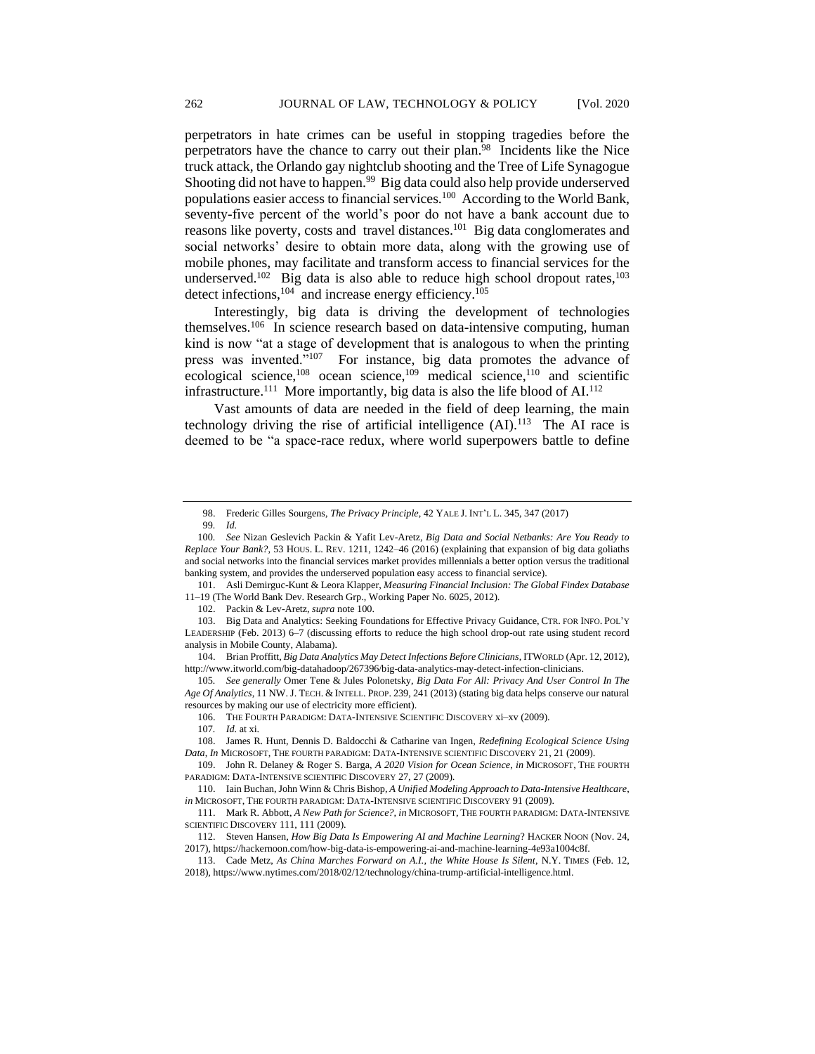perpetrators in hate crimes can be useful in stopping tragedies before the perpetrators have the chance to carry out their plan.[98] Incidents like the Nice truck attack, the Orlando gay nightclub shooting and the Tree of Life Synagogue Shooting did not have to happen.[99] Big data could also help provide underserved populations easier access to financial services.[100] According to the World Bank, seventy-five percent of the world's poor do not have a bank account due to reasons like poverty, costs and travel distances.[101] Big data conglomerates and social networks' desire to obtain more data, along with the growing use of mobile phones, may facilitate and transform access to financial services for the underserved.[102] Big data is also able to reduce high school dropout rates,[103] detect infections,[104] and increase energy efficiency.[105]

Interestingly, big data is driving the development of technologies themselves.[106] In science research based on data-intensive computing, human kind is now "at a stage of development that is analogous to when the printing press was invented."[107] For instance, big data promotes the advance of ecological science,[108] ocean science,[109] medical science,[110] and scientific infrastructure.[111] More importantly, big data is also the life blood of AI.[112]

Vast amounts of data are needed in the field of deep learning, the main technology driving the rise of artificial intelligence (AI).[113] The AI race is deemed to be "a space-race redux, where world superpowers battle to define

---

98. Frederic Gilles Sourgens, *The Privacy Principle*, 42 YALE J. INT'L L. 345, 347 (2017)

99. *Id.*

100. *See* Nizan Geslevich Packin & Yafit Lev-Aretz, *Big Data and Social Netbanks: Are You Ready to Replace Your Bank?*, 53 HOUS. L. REV. 1211, 1242–46 (2016) (explaining that expansion of big data goliaths and social networks into the financial services market provides millennials a better option versus the traditional banking system, and provides the underserved population easy access to financial service).

101. Asli Demirguc-Kunt & Leora Klapper, *Measuring Financial Inclusion: The Global Findex Database* 11–19 (The World Bank Dev. Research Grp., Working Paper No. 6025, 2012).

102. Packin & Lev-Aretz, *supra* note 100.

103. Big Data and Analytics: Seeking Foundations for Effective Privacy Guidance, CTR. FOR INFO. POL'Y LEADERSHIP (Feb. 2013) 6–7 (discussing efforts to reduce the high school drop-out rate using student record analysis in Mobile County, Alabama).

104. Brian Proffitt, *Big Data Analytics May Detect Infections Before Clinicians*, ITWORLD (Apr. 12, 2012), http://www.itworld.com/big-datahadoop/267396/big-data-analytics-may-detect-infection-clinicians.

105. *See generally* Omer Tene & Jules Polonetsky, *Big Data For All: Privacy And User Control In The Age Of Analytics*, 11 NW. J. TECH. & INTELL. PROP. 239, 241 (2013) (stating big data helps conserve our natural resources by making our use of electricity more efficient).

106. THE FOURTH PARADIGM: DATA-INTENSIVE SCIENTIFIC DISCOVERY xi–xv (2009).

107. *Id.* at xi.

108. James R. Hunt, Dennis D. Baldocchi & Catharine van Ingen, *Redefining Ecological Science Using Data*, *In* MICROSOFT, THE FOURTH PARADIGM: DATA-INTENSIVE SCIENTIFIC DISCOVERY 21, 21 (2009).

109. John R. Delaney & Roger S. Barga, *A 2020 Vision for Ocean Science*, *in* MICROSOFT, THE FOURTH PARADIGM: DATA-INTENSIVE SCIENTIFIC DISCOVERY 27, 27 (2009).

110. Iain Buchan, John Winn & Chris Bishop, *A Unified Modeling Approach to Data-Intensive Healthcare*, *in* MICROSOFT, THE FOURTH PARADIGM: DATA-INTENSIVE SCIENTIFIC DISCOVERY 91 (2009).

111. Mark R. Abbott, *A New Path for Science?*, *in* MICROSOFT, THE FOURTH PARADIGM: DATA-INTENSIVE SCIENTIFIC DISCOVERY 111, 111 (2009).

112. Steven Hansen, *How Big Data Is Empowering AI and Machine Learning*? HACKER NOON (Nov. 24, 2017), https://hackernoon.com/how-big-data-is-empowering-ai-and-machine-learning-4e93a1004c8f.

113. Cade Metz, *As China Marches Forward on A.I., the White House Is Silent*, N.Y. TIMES (Feb. 12, 2018), https://www.nytimes.com/2018/02/12/technology/china-trump-artificial-intelligence.html.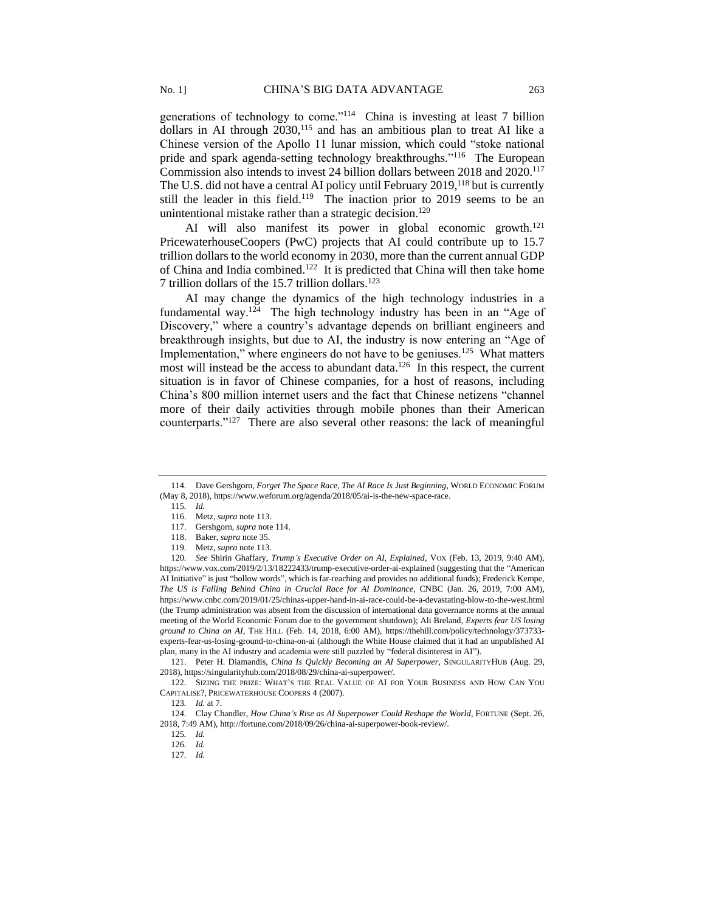generations of technology to come."[114] China is investing at least 7 billion dollars in AI through 2030,[115] and has an ambitious plan to treat AI like a Chinese version of the Apollo 11 lunar mission, which could "stoke national pride and spark agenda-setting technology breakthroughs."[116] The European Commission also intends to invest 24 billion dollars between 2018 and 2020.[117] The U.S. did not have a central AI policy until February 2019,[118] but is currently still the leader in this field.[119] The inaction prior to 2019 seems to be an unintentional mistake rather than a strategic decision.[120]

AI will also manifest its power in global economic growth.[121] PricewaterhouseCoopers (PwC) projects that AI could contribute up to 15.7 trillion dollars to the world economy in 2030, more than the current annual GDP of China and India combined.[122] It is predicted that China will then take home 7 trillion dollars of the 15.7 trillion dollars.[123]

AI may change the dynamics of the high technology industries in a fundamental way.[124] The high technology industry has been in an "Age of Discovery," where a country's advantage depends on brilliant engineers and breakthrough insights, but due to AI, the industry is now entering an "Age of Implementation," where engineers do not have to be geniuses.[125] What matters most will instead be the access to abundant data.[126] In this respect, the current situation is in favor of Chinese companies, for a host of reasons, including China's 800 million internet users and the fact that Chinese netizens "channel more of their daily activities through mobile phones than their American counterparts."[127] There are also several other reasons: the lack of meaningful

---

114. Dave Gershgorn, *Forget The Space Race, The AI Race Is Just Beginning*, WORLD ECONOMIC FORUM (May 8, 2018), https://www.weforum.org/agenda/2018/05/ai-is-the-new-space-race.

115. *Id.*

116. Metz, *supra* note 113.

117. Gershgorn, *supra* note 114.

118. Baker, *supra* note 35.

119. Metz, *supra* note 113.

120. *See* Shirin Ghaffary, *Trump's Executive Order on AI, Explained*, VOX (Feb. 13, 2019, 9:40 AM), https://www.vox.com/2019/2/13/18222433/trump-executive-order-ai-explained (suggesting that the "American AI Initiative" is just "hollow words", which is far-reaching and provides no additional funds); Frederick Kempe, *The US is Falling Behind China in Crucial Race for AI Dominance*, CNBC (Jan. 26, 2019, 7:00 AM), https://www.cnbc.com/2019/01/25/chinas-upper-hand-in-ai-race-could-be-a-devastating-blow-to-the-west.html (the Trump administration was absent from the discussion of international data governance norms at the annual meeting of the World Economic Forum due to the government shutdown); Ali Breland, *Experts fear US losing ground to China on AI*, THE HILL (Feb. 14, 2018, 6:00 AM), https://thehill.com/policy/technology/373733-experts-fear-us-losing-ground-to-china-on-ai (although the White House claimed that it had an unpublished AI plan, many in the AI industry and academia were still puzzled by "federal disinterest in AI").

121. Peter H. Diamandis, *China Is Quickly Becoming an AI Superpower*, SINGULARITYHUB (Aug. 29, 2018), https://singularityhub.com/2018/08/29/china-ai-superpower/.

122. SIZING THE PRIZE: WHAT'S THE REAL VALUE OF AI FOR YOUR BUSINESS AND HOW CAN YOU CAPITALISE?, PRICEWATERHOUSE COOPERS 4 (2007).

123. *Id.* at 7.

124. Clay Chandler, *How China's Rise as AI Superpower Could Reshape the World*, FORTUNE (Sept. 26, 2018, 7:49 AM), http://fortune.com/2018/09/26/china-ai-superpower-book-review/.

125. *Id.*

126. *Id.*

127. *Id.*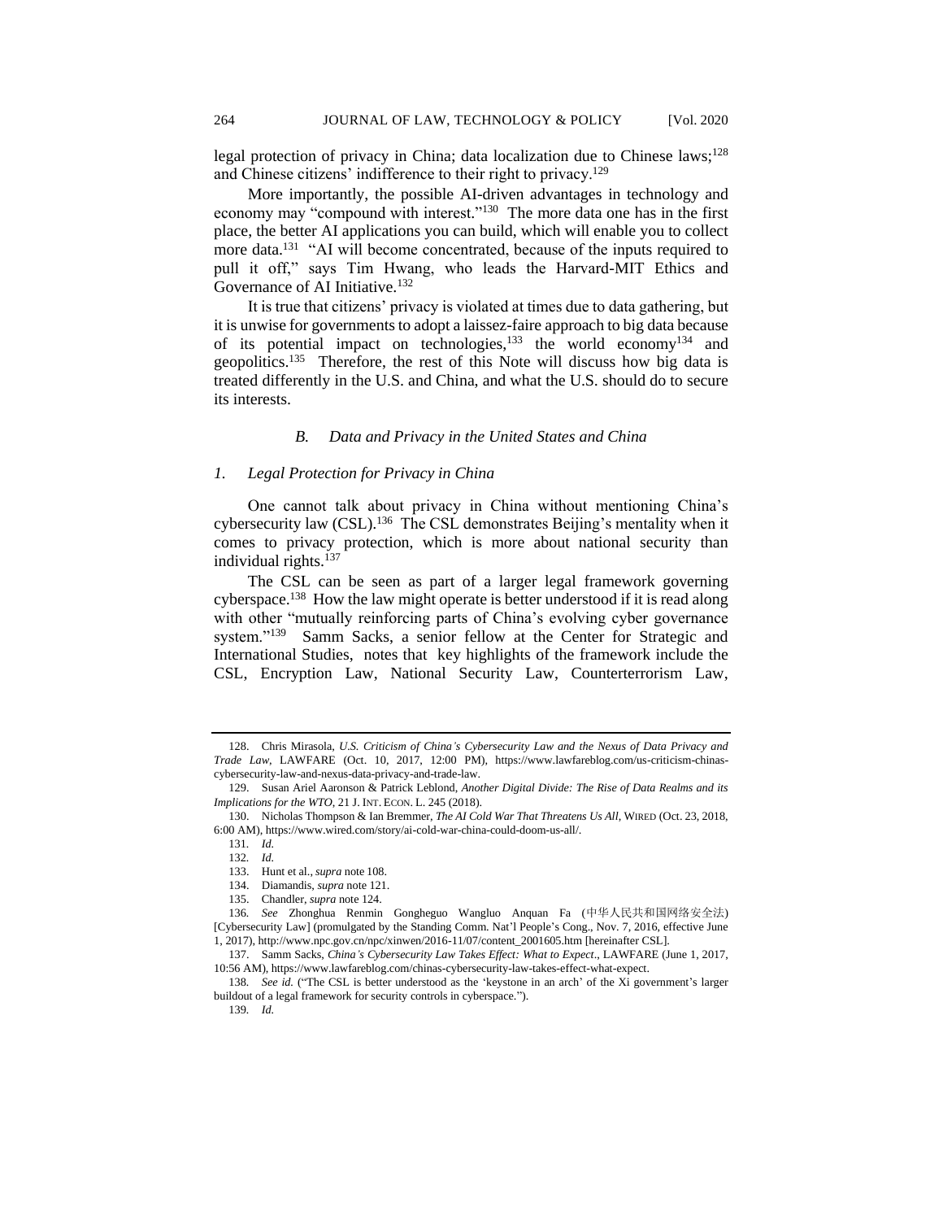legal protection of privacy in China; data localization due to Chinese laws;[128] and Chinese citizens' indifference to their right to privacy.[129]

More importantly, the possible AI-driven advantages in technology and economy may "compound with interest."[130] The more data one has in the first place, the better AI applications you can build, which will enable you to collect more data.[131] "AI will become concentrated, because of the inputs required to pull it off," says Tim Hwang, who leads the Harvard-MIT Ethics and Governance of AI Initiative.[132]

It is true that citizens' privacy is violated at times due to data gathering, but it is unwise for governments to adopt a laissez-faire approach to big data because of its potential impact on technologies,[133] the world economy[134] and geopolitics.[135] Therefore, the rest of this Note will discuss how big data is treated differently in the U.S. and China, and what the U.S. should do to secure its interests.

### *B. Data and Privacy in the United States and China*

#### *1. Legal Protection for Privacy in China*

One cannot talk about privacy in China without mentioning China's cybersecurity law (CSL).[136] The CSL demonstrates Beijing's mentality when it comes to privacy protection, which is more about national security than individual rights.[137]

The CSL can be seen as part of a larger legal framework governing cyberspace.[138] How the law might operate is better understood if it is read along with other "mutually reinforcing parts of China's evolving cyber governance system."[139] Samm Sacks, a senior fellow at the Center for Strategic and International Studies, notes that key highlights of the framework include the CSL, Encryption Law, National Security Law, Counterterrorism Law,

---

128. Chris Mirasola, *U.S. Criticism of China's Cybersecurity Law and the Nexus of Data Privacy and Trade Law*, LAWFARE (Oct. 10, 2017, 12:00 PM), https://www.lawfareblog.com/us-criticism-chinas-cybersecurity-law-and-nexus-data-privacy-and-trade-law.

129. Susan Ariel Aaronson & Patrick Leblond, *Another Digital Divide: The Rise of Data Realms and its Implications for the WTO*, 21 J. INT. ECON. L. 245 (2018).

130. Nicholas Thompson & Ian Bremmer, *The AI Cold War That Threatens Us All*, WIRED (Oct. 23, 2018, 6:00 AM), https://www.wired.com/story/ai-cold-war-china-could-doom-us-all/.

131. *Id.*

132. *Id.*

133. Hunt et al., *supra* note 108.

134. Diamandis, *supra* note 121.

135. Chandler, *supra* note 124.

136. *See* Zhonghua Renmin Gongheguo Wangluo Anquan Fa (中华人民共和国网络安全法) [Cybersecurity Law] (promulgated by the Standing Comm. Nat'l People's Cong., Nov. 7, 2016, effective June 1, 2017), http://www.npc.gov.cn/npc/xinwen/2016-11/07/content_2001605.htm [hereinafter CSL].

137. Samm Sacks, *China's Cybersecurity Law Takes Effect: What to Expect*., LAWFARE (June 1, 2017, 10:56 AM), https://www.lawfareblog.com/chinas-cybersecurity-law-takes-effect-what-expect.

138. *See id.* ("The CSL is better understood as the 'keystone in an arch' of the Xi government's larger buildout of a legal framework for security controls in cyberspace.").

139. *Id.*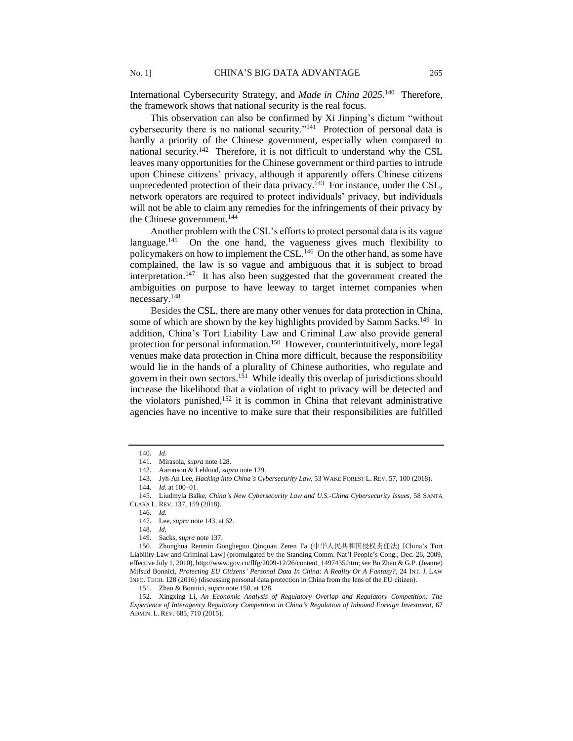International Cybersecurity Strategy, and *Made in China 2025*.[140] Therefore, the framework shows that national security is the real focus.

This observation can also be confirmed by Xi Jinping's dictum "without cybersecurity there is no national security."[141] Protection of personal data is hardly a priority of the Chinese government, especially when compared to national security.[142] Therefore, it is not difficult to understand why the CSL leaves many opportunities for the Chinese government or third parties to intrude upon Chinese citizens' privacy, although it apparently offers Chinese citizens unprecedented protection of their data privacy.[143] For instance, under the CSL, network operators are required to protect individuals' privacy, but individuals will not be able to claim any remedies for the infringements of their privacy by the Chinese government.[144]

Another problem with the CSL's efforts to protect personal data is its vague language.[145] On the one hand, the vagueness gives much flexibility to policymakers on how to implement the CSL.[146] On the other hand, as some have complained, the law is so vague and ambiguous that it is subject to broad interpretation.[147] It has also been suggested that the government created the ambiguities on purpose to have leeway to target internet companies when necessary.[148]

Besides the CSL, there are many other venues for data protection in China, some of which are shown by the key highlights provided by Samm Sacks.[149] In addition, China's Tort Liability Law and Criminal Law also provide general protection for personal information.[150] However, counterintuitively, more legal venues make data protection in China more difficult, because the responsibility would lie in the hands of a plurality of Chinese authorities, who regulate and govern in their own sectors.[151] While ideally this overlap of jurisdictions should increase the likelihood that a violation of right to privacy will be detected and the violators punished,[152] it is common in China that relevant administrative agencies have no incentive to make sure that their responsibilities are fulfilled

---

140. *Id.*

141. Mirasola, *supra* note 128.

142. Aaronson & Leblond, *supra* note 129.

143. Jyh-An Lee, *Hacking into China's Cybersecurity Law*, 53 WAKE FOREST L. REV. 57, 100 (2018).

144. *Id.* at 100–01.

145. Liudmyla Balke, *China's New Cybersecurity Law and U.S.-China Cybersecurity Issues*, 58 SANTA CLARA L. REV. 137, 159 (2018).

146. *Id.*

147. Lee, *supra* note 143, at 62.

148. *Id.*

149. Sacks, *supra* note 137.

150. Zhonghua Renmin Gongheguo Qinquan Zeren Fa (中华人民共和国侵权责任法) [China's Tort Liability Law and Criminal Law] (promulgated by the Standing Comm. Nat'l People's Cong., Dec. 26, 2009, effective July 1, 2010), http://www.gov.cn/flfg/2009-12/26/content_1497435.htm; *see* Bo Zhao & G.P. (Jeanne) Mifsud Bonnici, *Protecting EU Citizens' Personal Data In China: A Reality Or A Fantasy?*, 24 INT. J. LAW INFO. TECH. 128 (2016) (discussing personal data protection in China from the lens of the EU citizen).

151. Zhao & Bonnici, *supra* note 150, at 128.

152. Xingxing Li, *An Economic Analysis of Regulatory Overlap and Regulatory Competition: The Experience of Interagency Regulatory Competition in China's Regulation of Inbound Foreign Investment*, 67 ADMIN. L. REV. 685, 710 (2015).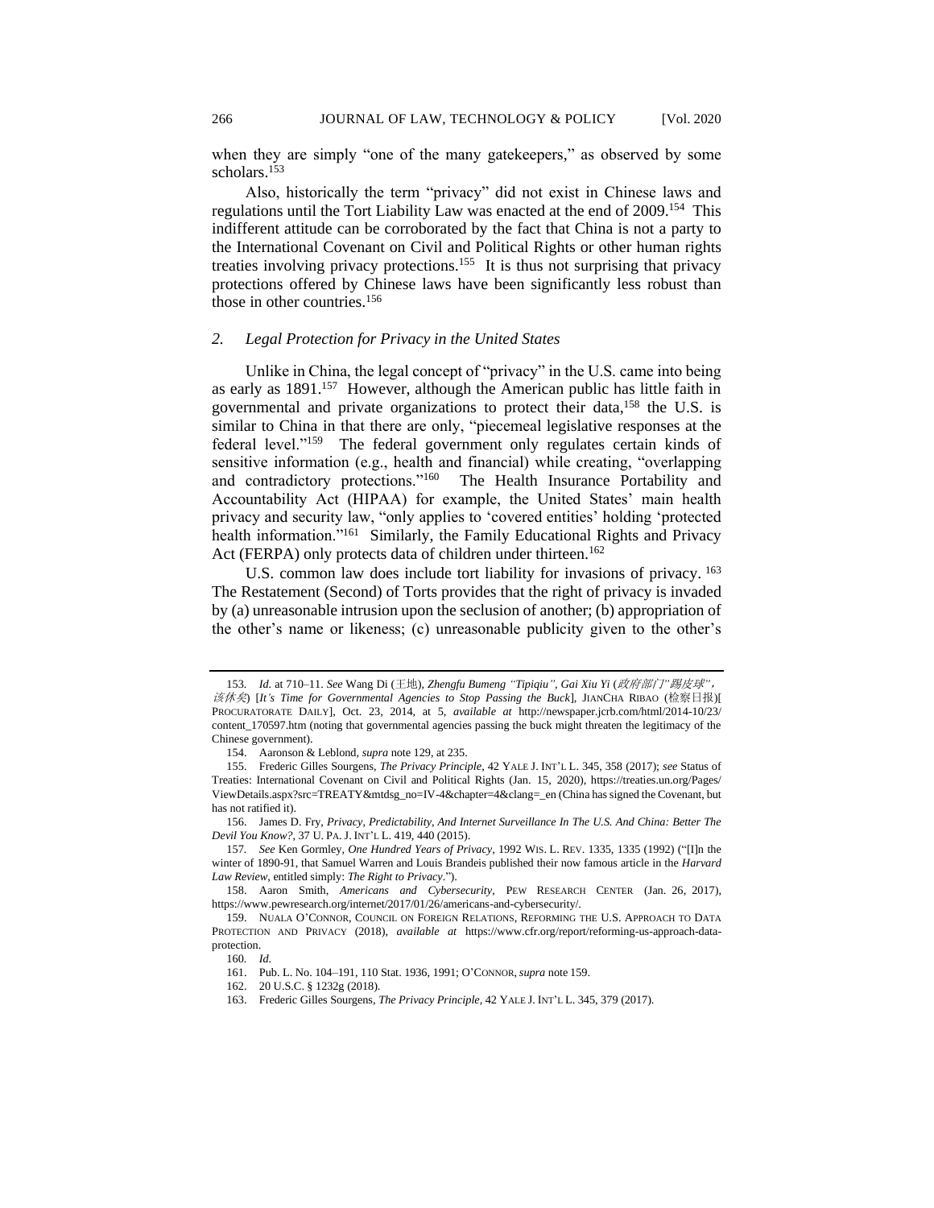when they are simply "one of the many gatekeepers," as observed by some scholars.[153]

Also, historically the term "privacy" did not exist in Chinese laws and regulations until the Tort Liability Law was enacted at the end of 2009.[154] This indifferent attitude can be corroborated by the fact that China is not a party to the International Covenant on Civil and Political Rights or other human rights treaties involving privacy protections.[155] It is thus not surprising that privacy protections offered by Chinese laws have been significantly less robust than those in other countries.[156]

### *2. Legal Protection for Privacy in the United States*

Unlike in China, the legal concept of "privacy" in the U.S. came into being as early as 1891.[157] However, although the American public has little faith in governmental and private organizations to protect their data,[158] the U.S. is similar to China in that there are only, "piecemeal legislative responses at the federal level."[159] The federal government only regulates certain kinds of sensitive information (e.g., health and financial) while creating, "overlapping and contradictory protections."[160] The Health Insurance Portability and Accountability Act (HIPAA) for example, the United States' main health privacy and security law, "only applies to 'covered entities' holding 'protected health information.'"[161] Similarly, the Family Educational Rights and Privacy Act (FERPA) only protects data of children under thirteen.[162]

U.S. common law does include tort liability for invasions of privacy.[163] The Restatement (Second) of Torts provides that the right of privacy is invaded by (a) unreasonable intrusion upon the seclusion of another; (b) appropriation of the other's name or likeness; (c) unreasonable publicity given to the other's

---

153. *Id.* at 710–11. *See* Wang Di (王地), *Zhengfu Bumeng "Tipiqiu", Gai Xiu Yi* (*政府部门"踢皮球"，该休矣*) [*It's Time for Governmental Agencies to Stop Passing the Buck*], JIANCHA RIBAO (检察日报)[PROCURATORATE DAILY], Oct. 23, 2014, at 5, *available at* http://newspaper.jcrb.com/html/2014-10/23/content_170597.htm (noting that governmental agencies passing the buck might threaten the legitimacy of the Chinese government).

154. Aaronson & Leblond, *supra* note 129, at 235.

155. Frederic Gilles Sourgens, *The Privacy Principle*, 42 YALE J. INT'L L. 345, 358 (2017); *see* Status of Treaties: International Covenant on Civil and Political Rights (Jan. 15, 2020), https://treaties.un.org/Pages/ViewDetails.aspx?src=TREATY&mtdsg_no=IV-4&chapter=4&clang=_en (China has signed the Covenant, but has not ratified it).

156. James D. Fry, *Privacy, Predictability, And Internet Surveillance In The U.S. And China: Better The Devil You Know?*, 37 U. PA. J. INT'L L. 419, 440 (2015).

157. *See* Ken Gormley, *One Hundred Years of Privacy*, 1992 WIS. L. REV. 1335, 1335 (1992) ("[I]n the winter of 1890-91, that Samuel Warren and Louis Brandeis published their now famous article in the *Harvard Law Review*, entitled simply: *The Right to Privacy*.").

158. Aaron Smith, *Americans and Cybersecurity*, PEW RESEARCH CENTER (Jan. 26, 2017), https://www.pewresearch.org/internet/2017/01/26/americans-and-cybersecurity/.

159. NUALA O'CONNOR, COUNCIL ON FOREIGN RELATIONS, REFORMING THE U.S. APPROACH TO DATA PROTECTION AND PRIVACY (2018), *available at* https://www.cfr.org/report/reforming-us-approach-data-protection.

160. *Id.*

161. Pub. L. No. 104–191, 110 Stat. 1936, 1991; O'CONNOR, *supra* note 159.

162. 20 U.S.C. § 1232g (2018).

163. Frederic Gilles Sourgens, *The Privacy Principle*, 42 YALE J. INT'L L. 345, 379 (2017).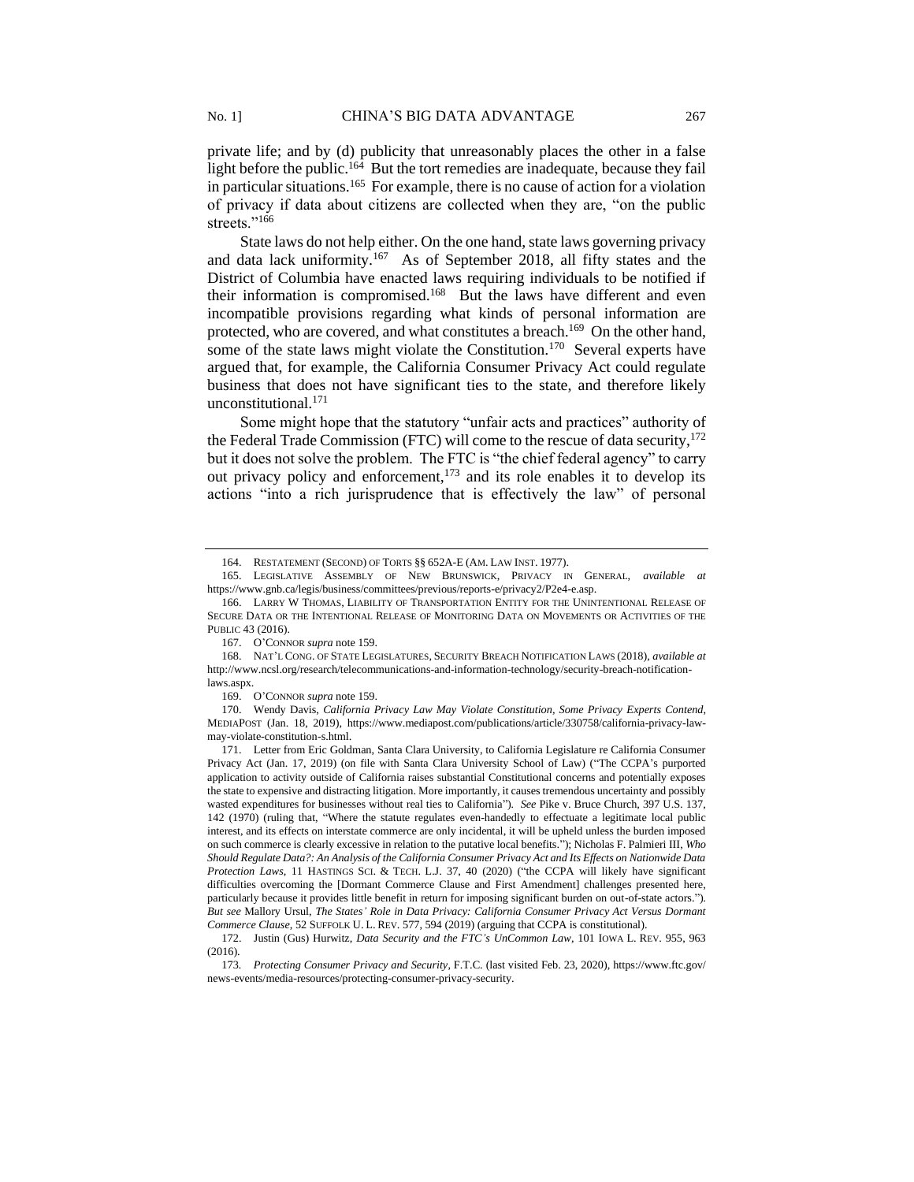private life; and by (d) publicity that unreasonably places the other in a false light before the public.[164] But the tort remedies are inadequate, because they fail in particular situations.[165] For example, there is no cause of action for a violation of privacy if data about citizens are collected when they are, "on the public streets."[166]

State laws do not help either. On the one hand, state laws governing privacy and data lack uniformity.[167] As of September 2018, all fifty states and the District of Columbia have enacted laws requiring individuals to be notified if their information is compromised.[168] But the laws have different and even incompatible provisions regarding what kinds of personal information are protected, who are covered, and what constitutes a breach.[169] On the other hand, some of the state laws might violate the Constitution.[170] Several experts have argued that, for example, the California Consumer Privacy Act could regulate business that does not have significant ties to the state, and therefore likely unconstitutional.[171]

Some might hope that the statutory "unfair acts and practices" authority of the Federal Trade Commission (FTC) will come to the rescue of data security,[172] but it does not solve the problem. The FTC is "the chief federal agency" to carry out privacy policy and enforcement,[173] and its role enables it to develop its actions "into a rich jurisprudence that is effectively the law" of personal

---

164. RESTATEMENT (SECOND) OF TORTS §§ 652A-E (AM. LAW INST. 1977).

165. LEGISLATIVE ASSEMBLY OF NEW BRUNSWICK, PRIVACY IN GENERAL, *available at* https://www.gnb.ca/legis/business/committees/previous/reports-e/privacy2/P2e4-e.asp.

166. LARRY W THOMAS, LIABILITY OF TRANSPORTATION ENTITY FOR THE UNINTENTIONAL RELEASE OF SECURE DATA OR THE INTENTIONAL RELEASE OF MONITORING DATA ON MOVEMENTS OR ACTIVITIES OF THE PUBLIC 43 (2016).

167. O'CONNOR *supra* note 159.

168. NAT'L CONG. OF STATE LEGISLATURES, SECURITY BREACH NOTIFICATION LAWS (2018), *available at* http://www.ncsl.org/research/telecommunications-and-information-technology/security-breach-notification-laws.aspx.

169. O'CONNOR *supra* note 159.

170. Wendy Davis, *California Privacy Law May Violate Constitution, Some Privacy Experts Contend*, MEDIAPOST (Jan. 18, 2019), https://www.mediapost.com/publications/article/330758/california-privacy-law-may-violate-constitution-s.html.

171. Letter from Eric Goldman, Santa Clara University, to California Legislature re California Consumer Privacy Act (Jan. 17, 2019) (on file with Santa Clara University School of Law) ("The CCPA's purported application to activity outside of California raises substantial Constitutional concerns and potentially exposes the state to expensive and distracting litigation. More importantly, it causes tremendous uncertainty and possibly wasted expenditures for businesses without real ties to California"). *See* Pike v. Bruce Church, 397 U.S. 137, 142 (1970) (ruling that, "Where the statute regulates even-handedly to effectuate a legitimate local public interest, and its effects on interstate commerce are only incidental, it will be upheld unless the burden imposed on such commerce is clearly excessive in relation to the putative local benefits."); Nicholas F. Palmieri III, *Who Should Regulate Data?: An Analysis of the California Consumer Privacy Act and Its Effects on Nationwide Data Protection Laws*, 11 HASTINGS SCI. & TECH. L.J. 37, 40 (2020) ("the CCPA will likely have significant difficulties overcoming the [Dormant Commerce Clause and First Amendment] challenges presented here, particularly because it provides little benefit in return for imposing significant burden on out-of-state actors."). *But see* Mallory Ursul, *The States' Role in Data Privacy: California Consumer Privacy Act Versus Dormant Commerce Clause*, 52 SUFFOLK U. L. REV. 577, 594 (2019) (arguing that CCPA is constitutional).

172. Justin (Gus) Hurwitz, *Data Security and the FTC's UnCommon Law*, 101 IOWA L. REV. 955, 963 (2016).

173. *Protecting Consumer Privacy and Security*, F.T.C. (last visited Feb. 23, 2020), https://www.ftc.gov/news-events/media-resources/protecting-consumer-privacy-security.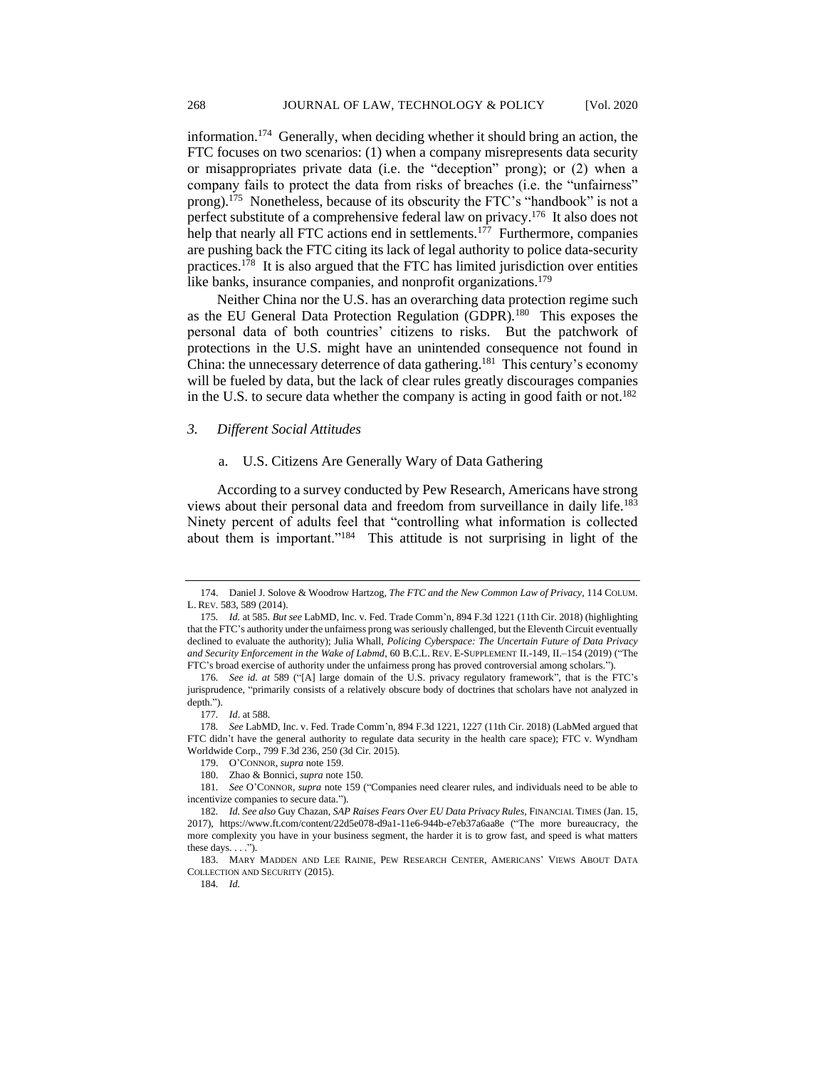information.[174] Generally, when deciding whether it should bring an action, the FTC focuses on two scenarios: (1) when a company misrepresents data security or misappropriates private data (i.e. the "deception" prong); or (2) when a company fails to protect the data from risks of breaches (i.e. the "unfairness" prong).[175] Nonetheless, because of its obscurity the FTC's "handbook" is not a perfect substitute of a comprehensive federal law on privacy.[176] It also does not help that nearly all FTC actions end in settlements.[177] Furthermore, companies are pushing back the FTC citing its lack of legal authority to police data-security practices.[178] It is also argued that the FTC has limited jurisdiction over entities like banks, insurance companies, and nonprofit organizations.[179]

Neither China nor the U.S. has an overarching data protection regime such as the EU General Data Protection Regulation (GDPR).[180] This exposes the personal data of both countries' citizens to risks. But the patchwork of protections in the U.S. might have an unintended consequence not found in China: the unnecessary deterrence of data gathering.[181] This century's economy will be fueled by data, but the lack of clear rules greatly discourages companies in the U.S. to secure data whether the company is acting in good faith or not.[182]

### 3. *Different Social Attitudes*

#### a. U.S. Citizens Are Generally Wary of Data Gathering

According to a survey conducted by Pew Research, Americans have strong views about their personal data and freedom from surveillance in daily life.[183] Ninety percent of adults feel that "controlling what information is collected about them is important."[184] This attitude is not surprising in light of the

---

174. Daniel J. Solove & Woodrow Hartzog, *The FTC and the New Common Law of Privacy*, 114 COLUM. L. REV. 583, 589 (2014).

175. *Id.* at 585. *But see* LabMD, Inc. v. Fed. Trade Comm'n, 894 F.3d 1221 (11th Cir. 2018) (highlighting that the FTC's authority under the unfairness prong was seriously challenged, but the Eleventh Circuit eventually declined to evaluate the authority); Julia Whall, *Policing Cyberspace: The Uncertain Future of Data Privacy and Security Enforcement in the Wake of Labmd*, 60 B.C.L. REV. E-SUPPLEMENT II.-149, II.–154 (2019) ("The FTC's broad exercise of authority under the unfairness prong has proved controversial among scholars.").

176. *See id. at* 589 ("[A] large domain of the U.S. privacy regulatory framework", that is the FTC's jurisprudence, "primarily consists of a relatively obscure body of doctrines that scholars have not analyzed in depth.").

177. *Id*. at 588.

178. *See* LabMD, Inc. v. Fed. Trade Comm'n, 894 F.3d 1221, 1227 (11th Cir. 2018) (LabMed argued that FTC didn't have the general authority to regulate data security in the health care space); FTC v. Wyndham Worldwide Corp., 799 F.3d 236, 250 (3d Cir. 2015).

179. O'CONNOR, *supra* note 159.

180. Zhao & Bonnici, *supra* note 150.

181. *See* O'CONNOR, *supra* note 159 ("Companies need clearer rules, and individuals need to be able to incentivize companies to secure data.").

182. *Id. See also* Guy Chazan, *SAP Raises Fears Over EU Data Privacy Rules*, FINANCIAL TIMES (Jan. 15, 2017), https://www.ft.com/content/22d5e078-d9a1-11e6-944b-e7eb37a6aa8e ("The more bureaucracy, the more complexity you have in your business segment, the harder it is to grow fast, and speed is what matters these days. . . .").

183. MARY MADDEN AND LEE RAINIE, PEW RESEARCH CENTER, AMERICANS' VIEWS ABOUT DATA COLLECTION AND SECURITY (2015).

184. *Id.*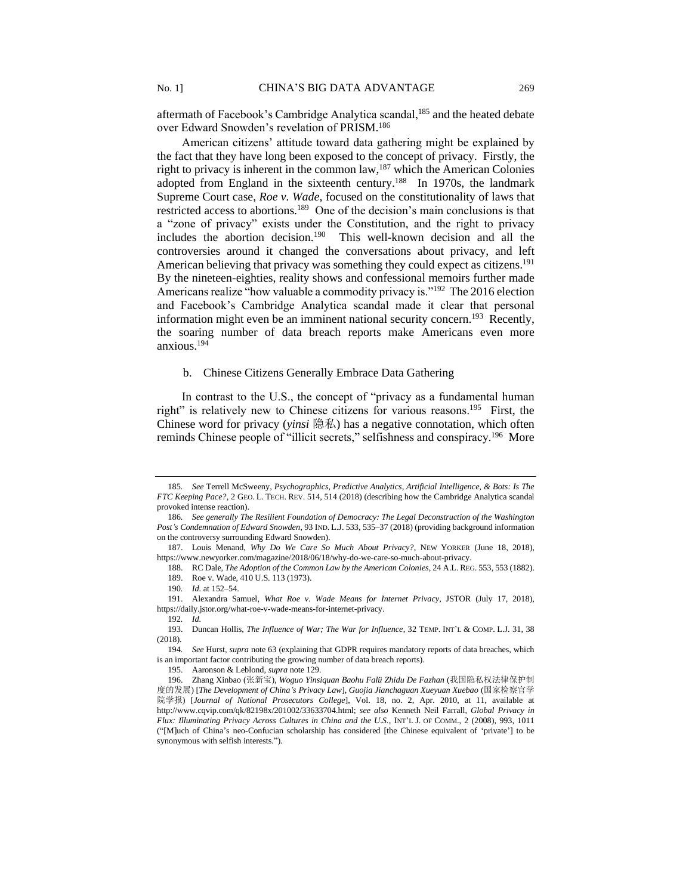aftermath of Facebook's Cambridge Analytica scandal,[185] and the heated debate over Edward Snowden's revelation of PRISM.[186]

American citizens' attitude toward data gathering might be explained by the fact that they have long been exposed to the concept of privacy. Firstly, the right to privacy is inherent in the common law,[187] which the American Colonies adopted from England in the sixteenth century.[188] In 1970s, the landmark Supreme Court case, *Roe v. Wade*, focused on the constitutionality of laws that restricted access to abortions.[189] One of the decision's main conclusions is that a "zone of privacy" exists under the Constitution, and the right to privacy includes the abortion decision.[190] This well-known decision and all the controversies around it changed the conversations about privacy, and left American believing that privacy was something they could expect as citizens.[191] By the nineteen-eighties, reality shows and confessional memoirs further made Americans realize "how valuable a commodity privacy is."[192] The 2016 election and Facebook's Cambridge Analytica scandal made it clear that personal information might even be an imminent national security concern.[193] Recently, the soaring number of data breach reports make Americans even more anxious.[194]

b. Chinese Citizens Generally Embrace Data Gathering

In contrast to the U.S., the concept of "privacy as a fundamental human right" is relatively new to Chinese citizens for various reasons.[195] First, the Chinese word for privacy (*yinsi* 隐私) has a negative connotation, which often reminds Chinese people of "illicit secrets," selfishness and conspiracy.[196] More

---

185. *See* Terrell McSweeny, *Psychographics, Predictive Analytics, Artificial Intelligence, & Bots: Is The FTC Keeping Pace?*, 2 GEO. L. TECH. REV. 514, 514 (2018) (describing how the Cambridge Analytica scandal provoked intense reaction).

186. *See generally The Resilient Foundation of Democracy: The Legal Deconstruction of the Washington Post's Condemnation of Edward Snowden*, 93 IND. L.J. 533, 535–37 (2018) (providing background information on the controversy surrounding Edward Snowden).

187. Louis Menand, *Why Do We Care So Much About Privacy?*, NEW YORKER (June 18, 2018), https://www.newyorker.com/magazine/2018/06/18/why-do-we-care-so-much-about-privacy.

188. RC Dale, *The Adoption of the Common Law by the American Colonies*, 24 A.L. REG. 553, 553 (1882).

189. Roe v. Wade, 410 U.S. 113 (1973).

190. *Id.* at 152–54.

191. Alexandra Samuel, *What Roe v. Wade Means for Internet Privacy*, JSTOR (July 17, 2018), https://daily.jstor.org/what-roe-v-wade-means-for-internet-privacy.

192. *Id.*

193. Duncan Hollis, *The Influence of War; The War for Influence*, 32 TEMP. INT'L & COMP. L.J. 31, 38 (2018).

194. *See* Hurst, *supra* note 63 (explaining that GDPR requires mandatory reports of data breaches, which is an important factor contributing the growing number of data breach reports).

195. Aaronson & Leblond, *supra* note 129.

196. Zhang Xinbao (张新宝), *Woguo Yinsiquan Baohu Falü Zhidu De Fazhan* (我国隐私权法律保护制度的发展) [*The Development of China's Privacy Law*], *Guojia Jianchaguan Xueyuan Xuebao* (国家检察官学院学报) [*Journal of National Prosecutors College*], Vol. 18, no. 2, Apr. 2010, at 11, available at http://www.cqvip.com/qk/82198x/201002/33633704.html; *see also* Kenneth Neil Farrall, *Global Privacy in Flux: Illuminating Privacy Across Cultures in China and the U.S.*, INT'L J. OF COMM., 2 (2008), 993, 1011 ("[M]uch of China's neo-Confucian scholarship has considered [the Chinese equivalent of 'private'] to be synonymous with selfish interests.").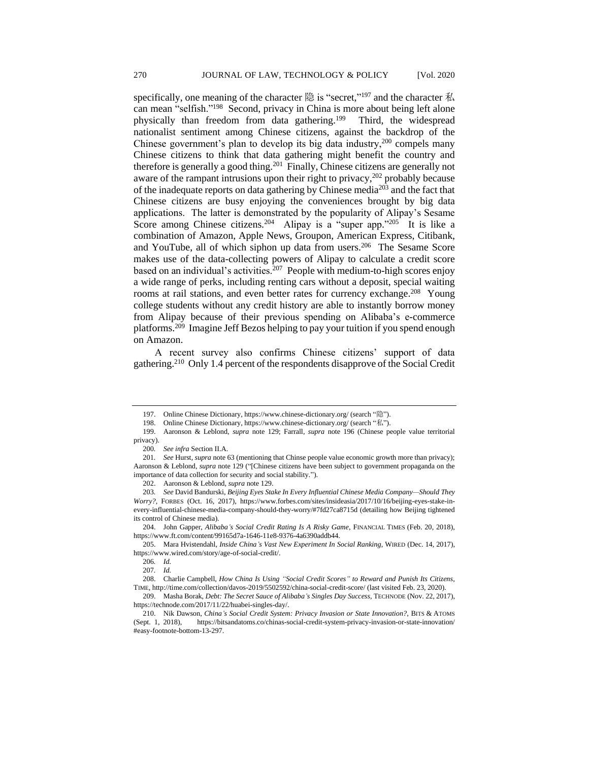specifically, one meaning of the character 隐 is "secret,"[197] and the character 私 can mean "selfish."[198] Second, privacy in China is more about being left alone physically than freedom from data gathering.[199] Third, the widespread nationalist sentiment among Chinese citizens, against the backdrop of the Chinese government's plan to develop its big data industry,[200] compels many Chinese citizens to think that data gathering might benefit the country and therefore is generally a good thing.[201] Finally, Chinese citizens are generally not aware of the rampant intrusions upon their right to privacy,[202] probably because of the inadequate reports on data gathering by Chinese media[203] and the fact that Chinese citizens are busy enjoying the conveniences brought by big data applications. The latter is demonstrated by the popularity of Alipay's Sesame Score among Chinese citizens.[204] Alipay is a "super app."[205] It is like a combination of Amazon, Apple News, Groupon, American Express, Citibank, and YouTube, all of which siphon up data from users.[206] The Sesame Score makes use of the data-collecting powers of Alipay to calculate a credit score based on an individual's activities.[207] People with medium-to-high scores enjoy a wide range of perks, including renting cars without a deposit, special waiting rooms at rail stations, and even better rates for currency exchange.[208] Young college students without any credit history are able to instantly borrow money from Alipay because of their previous spending on Alibaba's e-commerce platforms.[209] Imagine Jeff Bezos helping to pay your tuition if you spend enough on Amazon.

A recent survey also confirms Chinese citizens' support of data gathering.[210] Only 1.4 percent of the respondents disapprove of the Social Credit

---

197. Online Chinese Dictionary, https://www.chinese-dictionary.org/ (search "隐").

198. Online Chinese Dictionary, https://www.chinese-dictionary.org/ (search "私").

199. Aaronson & Leblond, *supra* note 129; Farrall, *supra* note 196 (Chinese people value territorial privacy).

200. *See infra* Section II.A.

201. *See* Hurst, *supra* note 63 (mentioning that Chinse people value economic growth more than privacy); Aaronson & Leblond, *supra* note 129 ("[Chinese citizens have been subject to government propaganda on the importance of data collection for security and social stability.").

202. Aaronson & Leblond, *supra* note 129.

203. *See* David Bandurski, *Beijing Eyes Stake In Every Influential Chinese Media Company—Should They Worry?*, FORBES (Oct. 16, 2017), https://www.forbes.com/sites/insideasia/2017/10/16/beijing-eyes-stake-in-every-influential-chinese-media-company-should-they-worry/#7fd27ca8715d (detailing how Beijing tightened its control of Chinese media).

204. John Gapper, *Alibaba's Social Credit Rating Is A Risky Game*, FINANCIAL TIMES (Feb. 20, 2018), https://www.ft.com/content/99165d7a-1646-11e8-9376-4a6390addb44.

205. Mara Hvistendahl, *Inside China's Vast New Experiment In Social Ranking*, WIRED (Dec. 14, 2017), https://www.wired.com/story/age-of-social-credit/.

206. *Id.*

207. *Id.*

208. Charlie Campbell, *How China Is Using "Social Credit Scores" to Reward and Punish Its Citizens*, TIME, http://time.com/collection/davos-2019/5502592/china-social-credit-score/ (last visited Feb. 23, 2020).

209. Masha Borak, *Debt: The Secret Sauce of Alibaba's Singles Day Success*, TECHNODE (Nov. 22, 2017), https://technode.com/2017/11/22/huabei-singles-day/.

210. Nik Dawson, *China's Social Credit System: Privacy Invasion or State Innovation?*, BITS & ATOMS (Sept. 1, 2018), https://bitsandatoms.co/chinas-social-credit-system-privacy-invasion-or-state-innovation/#easy-footnote-bottom-13-297.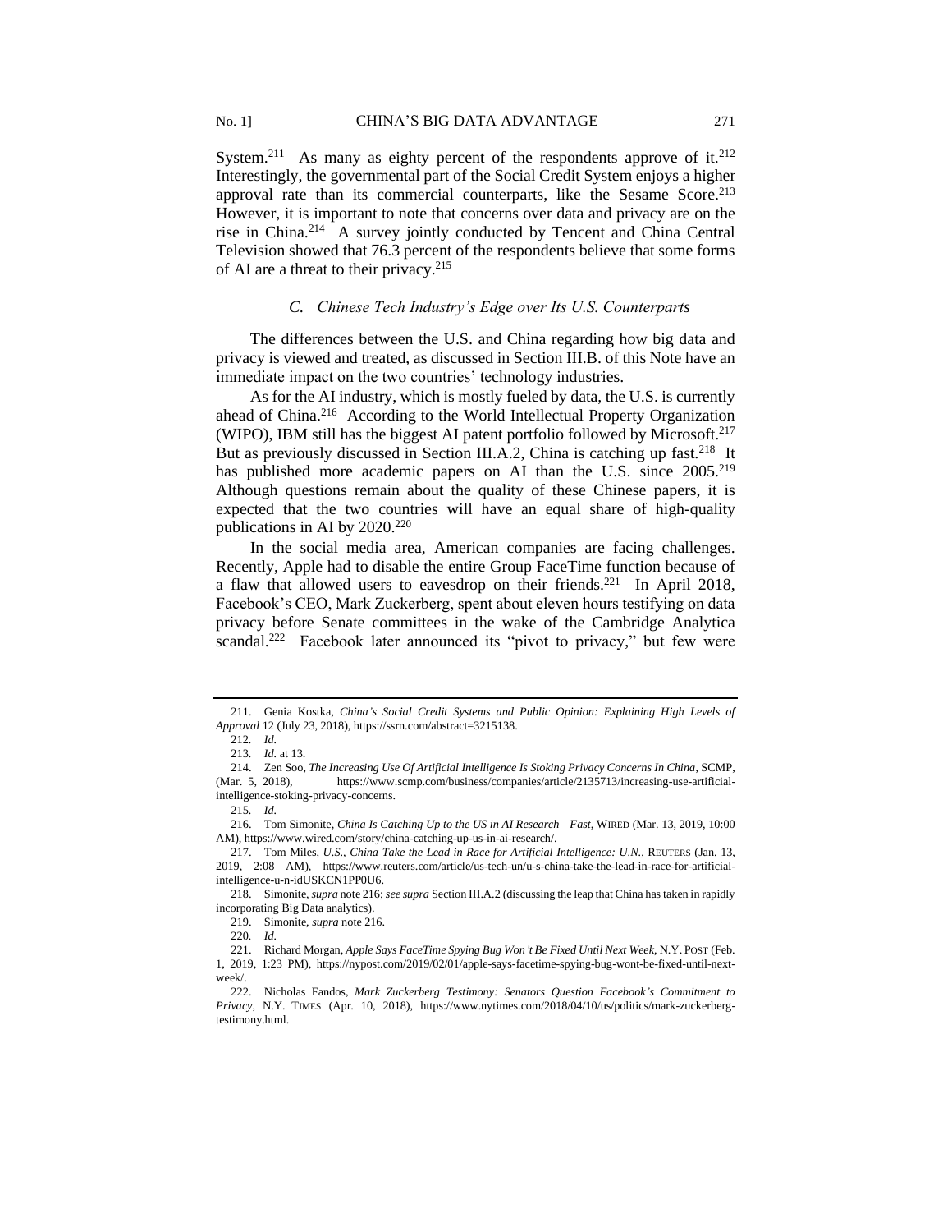System.[211] As many as eighty percent of the respondents approve of it.[212] Interestingly, the governmental part of the Social Credit System enjoys a higher approval rate than its commercial counterparts, like the Sesame Score.[213] However, it is important to note that concerns over data and privacy are on the rise in China.[214] A survey jointly conducted by Tencent and China Central Television showed that 76.3 percent of the respondents believe that some forms of AI are a threat to their privacy.[215]

### *C. Chinese Tech Industry's Edge over Its U.S. Counterparts*

The differences between the U.S. and China regarding how big data and privacy is viewed and treated, as discussed in Section III.B. of this Note have an immediate impact on the two countries' technology industries.

As for the AI industry, which is mostly fueled by data, the U.S. is currently ahead of China.[216] According to the World Intellectual Property Organization (WIPO), IBM still has the biggest AI patent portfolio followed by Microsoft.[217] But as previously discussed in Section III.A.2, China is catching up fast.[218] It has published more academic papers on AI than the U.S. since 2005.[219] Although questions remain about the quality of these Chinese papers, it is expected that the two countries will have an equal share of high-quality publications in AI by 2020.[220]

In the social media area, American companies are facing challenges. Recently, Apple had to disable the entire Group FaceTime function because of a flaw that allowed users to eavesdrop on their friends.[221] In April 2018, Facebook's CEO, Mark Zuckerberg, spent about eleven hours testifying on data privacy before Senate committees in the wake of the Cambridge Analytica scandal.[222] Facebook later announced its "pivot to privacy," but few were

---

211. Genia Kostka, *China's Social Credit Systems and Public Opinion: Explaining High Levels of Approval* 12 (July 23, 2018), https://ssrn.com/abstract=3215138.

212. *Id.*

213. *Id.* at 13.

214. Zen Soo, *The Increasing Use Of Artificial Intelligence Is Stoking Privacy Concerns In China*, SCMP, (Mar. 5, 2018), https://www.scmp.com/business/companies/article/2135713/increasing-use-artificial-intelligence-stoking-privacy-concerns.

215. *Id.*

216. Tom Simonite, *China Is Catching Up to the US in AI Research—Fast*, WIRED (Mar. 13, 2019, 10:00 AM), https://www.wired.com/story/china-catching-up-us-in-ai-research/.

217. Tom Miles, *U.S., China Take the Lead in Race for Artificial Intelligence: U.N.*, REUTERS (Jan. 13, 2019, 2:08 AM), https://www.reuters.com/article/us-tech-un/u-s-china-take-the-lead-in-race-for-artificial-intelligence-u-n-idUSKCN1PP0U6.

218. Simonite, *supra* note 216; *see supra* Section III.A.2 (discussing the leap that China has taken in rapidly incorporating Big Data analytics).

219. Simonite, *supra* note 216.

220. *Id.*

221. Richard Morgan, *Apple Says FaceTime Spying Bug Won't Be Fixed Until Next Week*, N.Y. POST (Feb. 1, 2019, 1:23 PM), https://nypost.com/2019/02/01/apple-says-facetime-spying-bug-wont-be-fixed-until-next-week/.

222. Nicholas Fandos, *Mark Zuckerberg Testimony: Senators Question Facebook's Commitment to Privacy*, N.Y. TIMES (Apr. 10, 2018), https://www.nytimes.com/2018/04/10/us/politics/mark-zuckerberg-testimony.html.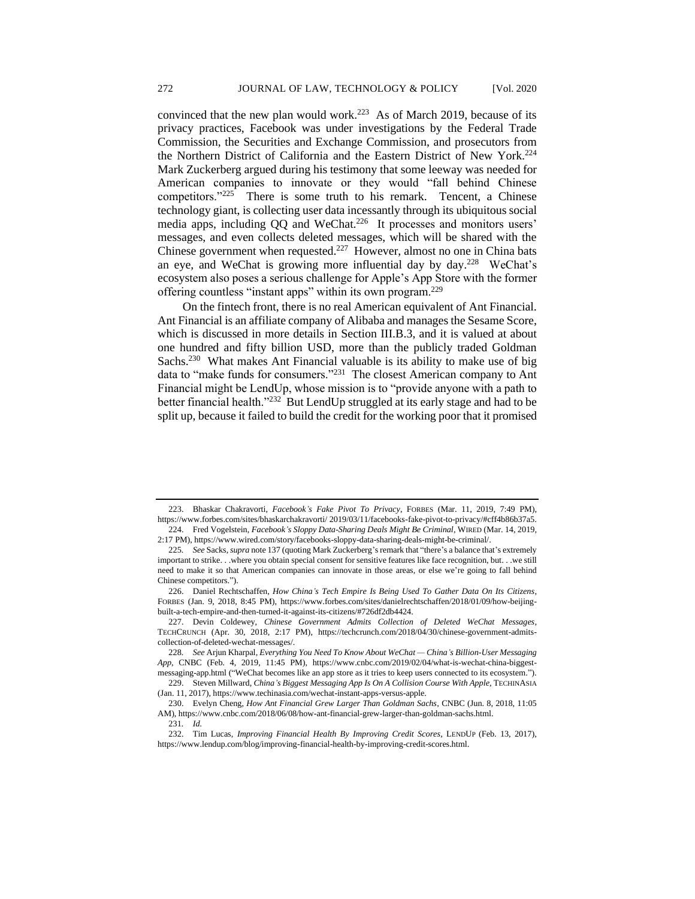convinced that the new plan would work.[223] As of March 2019, because of its privacy practices, Facebook was under investigations by the Federal Trade Commission, the Securities and Exchange Commission, and prosecutors from the Northern District of California and the Eastern District of New York.[224] Mark Zuckerberg argued during his testimony that some leeway was needed for American companies to innovate or they would "fall behind Chinese competitors."[225] There is some truth to his remark. Tencent, a Chinese technology giant, is collecting user data incessantly through its ubiquitous social media apps, including QQ and WeChat.[226] It processes and monitors users' messages, and even collects deleted messages, which will be shared with the Chinese government when requested.[227] However, almost no one in China bats an eye, and WeChat is growing more influential day by day.[228] WeChat's ecosystem also poses a serious challenge for Apple's App Store with the former offering countless "instant apps" within its own program.[229]

On the fintech front, there is no real American equivalent of Ant Financial. Ant Financial is an affiliate company of Alibaba and manages the Sesame Score, which is discussed in more details in Section III.B.3, and it is valued at about one hundred and fifty billion USD, more than the publicly traded Goldman Sachs.[230] What makes Ant Financial valuable is its ability to make use of big data to "make funds for consumers."[231] The closest American company to Ant Financial might be LendUp, whose mission is to "provide anyone with a path to better financial health."[232] But LendUp struggled at its early stage and had to be split up, because it failed to build the credit for the working poor that it promised

---

223. Bhaskar Chakravorti, *Facebook's Fake Pivot To Privacy*, FORBES (Mar. 11, 2019, 7:49 PM), https://www.forbes.com/sites/bhaskarchakravorti/ 2019/03/11/facebooks-fake-pivot-to-privacy/#cff4b86b37a5.

224. Fred Vogelstein, *Facebook's Sloppy Data-Sharing Deals Might Be Criminal*, WIRED (Mar. 14, 2019, 2:17 PM), https://www.wired.com/story/facebooks-sloppy-data-sharing-deals-might-be-criminal/.

225. *See* Sacks, *supra* note 137 (quoting Mark Zuckerberg's remark that "there's a balance that's extremely important to strike. . .where you obtain special consent for sensitive features like face recognition, but. . .we still need to make it so that American companies can innovate in those areas, or else we're going to fall behind Chinese competitors.").

226. Daniel Rechtschaffen, *How China's Tech Empire Is Being Used To Gather Data On Its Citizens*, FORBES (Jan. 9, 2018, 8:45 PM), https://www.forbes.com/sites/danielrechtschaffen/2018/01/09/how-beijing-built-a-tech-empire-and-then-turned-it-against-its-citizens/#726df2db4424.

227. Devin Coldewey, *Chinese Government Admits Collection of Deleted WeChat Messages*, TECHCRUNCH (Apr. 30, 2018, 2:17 PM), https://techcrunch.com/2018/04/30/chinese-government-admits-collection-of-deleted-wechat-messages/.

228. *See* Arjun Kharpal, *Everything You Need To Know About WeChat — China's Billion-User Messaging App*, CNBC (Feb. 4, 2019, 11:45 PM), https://www.cnbc.com/2019/02/04/what-is-wechat-china-biggest-messaging-app.html ("WeChat becomes like an app store as it tries to keep users connected to its ecosystem.").

229. Steven Millward, *China's Biggest Messaging App Is On A Collision Course With Apple*, TECHINASIA (Jan. 11, 2017), https://www.techinasia.com/wechat-instant-apps-versus-apple.

230. Evelyn Cheng, *How Ant Financial Grew Larger Than Goldman Sachs*, CNBC (Jun. 8, 2018, 11:05 AM), https://www.cnbc.com/2018/06/08/how-ant-financial-grew-larger-than-goldman-sachs.html.

231. *Id.*

232. Tim Lucas, *Improving Financial Health By Improving Credit Scores*, LENDUP (Feb. 13, 2017), https://www.lendup.com/blog/improving-financial-health-by-improving-credit-scores.html.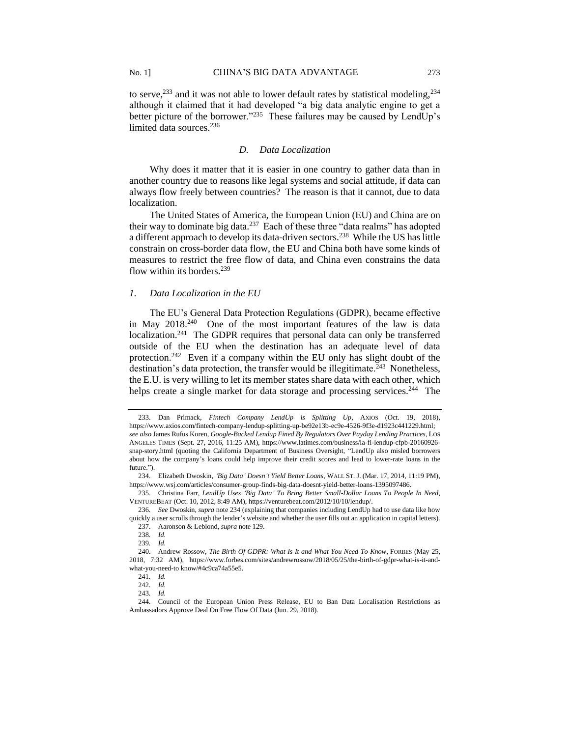to serve,[233] and it was not able to lower default rates by statistical modeling,[234] although it claimed that it had developed "a big data analytic engine to get a better picture of the borrower."[235] These failures may be caused by LendUp's limited data sources.[236]

### *D. Data Localization*

Why does it matter that it is easier in one country to gather data than in another country due to reasons like legal systems and social attitude, if data can always flow freely between countries? The reason is that it cannot, due to data localization.

The United States of America, the European Union (EU) and China are on their way to dominate big data.[237] Each of these three "data realms" has adopted a different approach to develop its data-driven sectors.[238] While the US has little constrain on cross-border data flow, the EU and China both have some kinds of measures to restrict the free flow of data, and China even constrains the data flow within its borders.[239]

#### *1. Data Localization in the EU*

The EU's General Data Protection Regulations (GDPR), became effective in May 2018.[240] One of the most important features of the law is data localization.[241] The GDPR requires that personal data can only be transferred outside of the EU when the destination has an adequate level of data protection.[242] Even if a company within the EU only has slight doubt of the destination's data protection, the transfer would be illegitimate.[243] Nonetheless, the E.U. is very willing to let its member states share data with each other, which helps create a single market for data storage and processing services.[244] The

---

233. Dan Primack, *Fintech Company LendUp is Splitting Up*, AXIOS (Oct. 19, 2018), https://www.axios.com/fintech-company-lendup-splitting-up-be92e13b-ec9e-4526-9f3e-d1923c441229.html; *see also* James Rufus Koren, *Google-Backed Lendup Fined By Regulators Over Payday Lending Practices*, LOS ANGELES TIMES (Sept. 27, 2016, 11:25 AM), https://www.latimes.com/business/la-fi-lendup-cfpb-20160926-snap-story.html (quoting the California Department of Business Oversight, "LendUp also misled borrowers about how the company's loans could help improve their credit scores and lead to lower-rate loans in the future.").

234. Elizabeth Dwoskin, *'Big Data' Doesn't Yield Better Loans*, WALL ST. J. (Mar. 17, 2014, 11:19 PM), https://www.wsj.com/articles/consumer-group-finds-big-data-doesnt-yield-better-loans-1395097486.

235. Christina Farr, *LendUp Uses 'Big Data' To Bring Better Small-Dollar Loans To People In Need*, VENTUREBEAT (Oct. 10, 2012, 8:49 AM), https://venturebeat.com/2012/10/10/lendup/.

236. *See* Dwoskin, *supra* note 234 (explaining that companies including LendUp had to use data like how quickly a user scrolls through the lender's website and whether the user fills out an application in capital letters).

237. Aaronson & Leblond, *supra* note 129.

238. *Id.*

239. *Id.*

240. Andrew Rossow, *The Birth Of GDPR: What Is It and What You Need To Know*, FORBES (May 25, 2018, 7:32 AM), https://www.forbes.com/sites/andrewrossow/2018/05/25/the-birth-of-gdpr-what-is-it-and-what-you-need-to know/#4c9ca74a55e5.

241. *Id.*

242. *Id.*

243. *Id.*

244. Council of the European Union Press Release, EU to Ban Data Localisation Restrictions as Ambassadors Approve Deal On Free Flow Of Data (Jun. 29, 2018).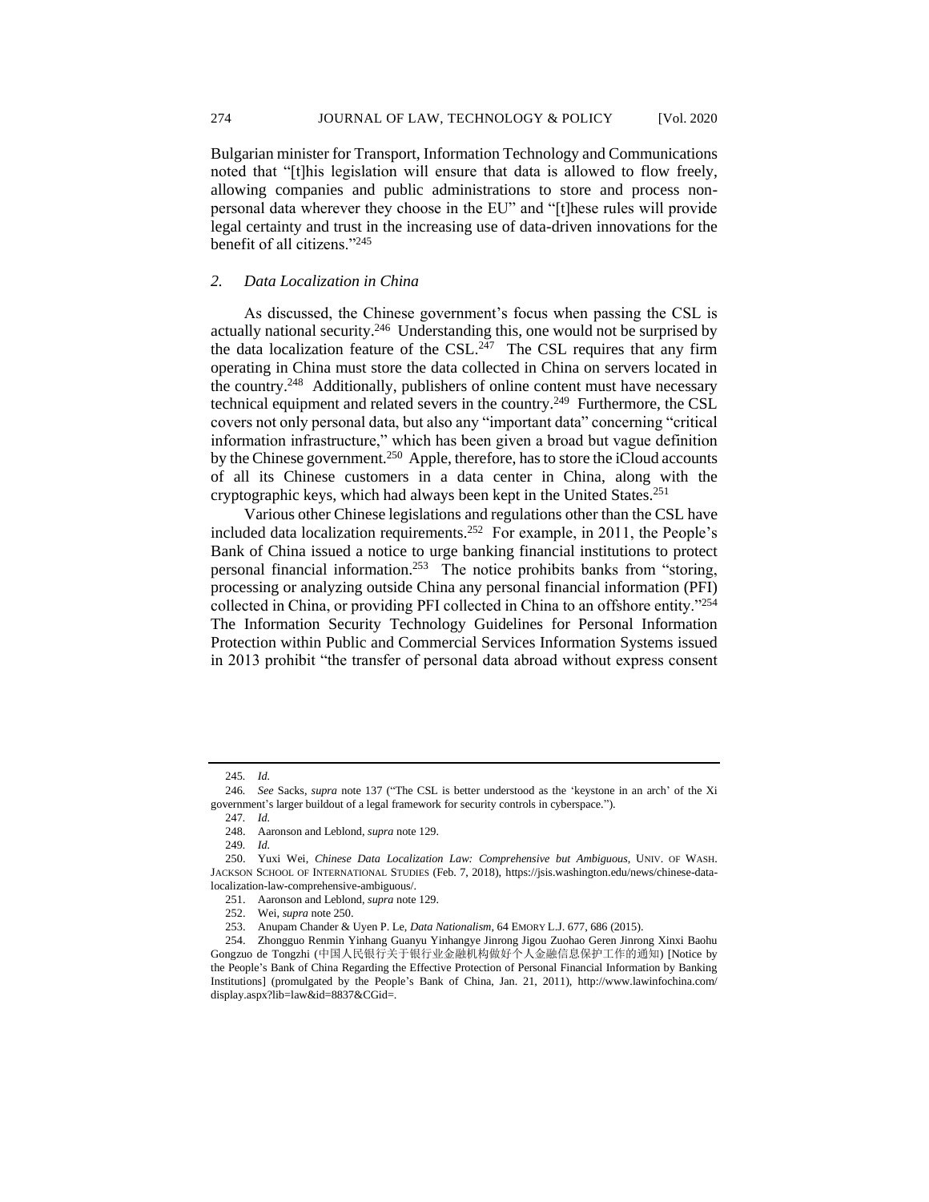Bulgarian minister for Transport, Information Technology and Communications noted that "[t]his legislation will ensure that data is allowed to flow freely, allowing companies and public administrations to store and process non-personal data wherever they choose in the EU" and "[t]hese rules will provide legal certainty and trust in the increasing use of data-driven innovations for the benefit of all citizens."[245]

### *2. Data Localization in China*

As discussed, the Chinese government's focus when passing the CSL is actually national security.[246] Understanding this, one would not be surprised by the data localization feature of the CSL.[247] The CSL requires that any firm operating in China must store the data collected in China on servers located in the country.[248] Additionally, publishers of online content must have necessary technical equipment and related severs in the country.[249] Furthermore, the CSL covers not only personal data, but also any "important data" concerning "critical information infrastructure," which has been given a broad but vague definition by the Chinese government.[250] Apple, therefore, has to store the iCloud accounts of all its Chinese customers in a data center in China, along with the cryptographic keys, which had always been kept in the United States.[251]

Various other Chinese legislations and regulations other than the CSL have included data localization requirements.[252] For example, in 2011, the People's Bank of China issued a notice to urge banking financial institutions to protect personal financial information.[253] The notice prohibits banks from "storing, processing or analyzing outside China any personal financial information (PFI) collected in China, or providing PFI collected in China to an offshore entity."[254] The Information Security Technology Guidelines for Personal Information Protection within Public and Commercial Services Information Systems issued in 2013 prohibit "the transfer of personal data abroad without express consent

---

245. *Id.*

246. *See* Sacks, *supra* note 137 ("The CSL is better understood as the 'keystone in an arch' of the Xi government's larger buildout of a legal framework for security controls in cyberspace.").

247. *Id.*

248. Aaronson and Leblond, *supra* note 129.

249. *Id.*

250. Yuxi Wei, *Chinese Data Localization Law: Comprehensive but Ambiguous*, UNIV. OF WASH. JACKSON SCHOOL OF INTERNATIONAL STUDIES (Feb. 7, 2018), https://jsis.washington.edu/news/chinese-data-localization-law-comprehensive-ambiguous/.

251. Aaronson and Leblond, *supra* note 129.

252. Wei, *supra* note 250.

253. Anupam Chander & Uyen P. Le, *Data Nationalism*, 64 EMORY L.J. 677, 686 (2015).

254. Zhongguo Renmin Yinhang Guanyu Yinhangye Jinrong Jigou Zuohao Geren Jinrong Xinxi Baohu Gongzuo de Tongzhi (中国人民银行关于银行业金融机构做好个人金融信息保护工作的通知) [Notice by the People's Bank of China Regarding the Effective Protection of Personal Financial Information by Banking Institutions] (promulgated by the People's Bank of China, Jan. 21, 2011), http://www.lawinfochina.com/display.aspx?lib=law&id=8837&CGid=.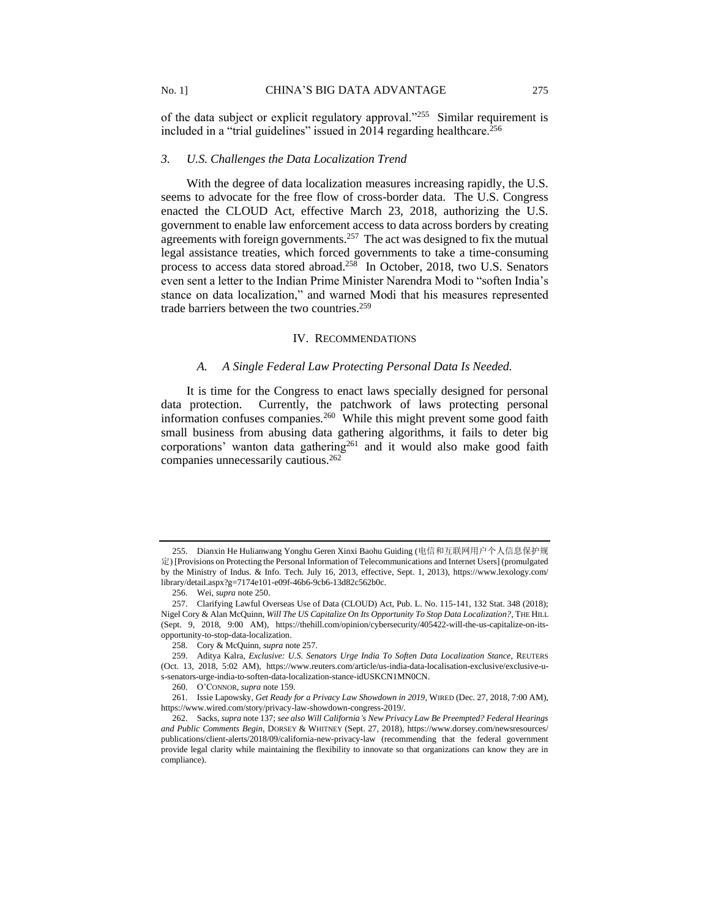of the data subject or explicit regulatory approval."[255] Similar requirement is included in a "trial guidelines" issued in 2014 regarding healthcare.[256]

### *3. U.S. Challenges the Data Localization Trend*

With the degree of data localization measures increasing rapidly, the U.S. seems to advocate for the free flow of cross-border data. The U.S. Congress enacted the CLOUD Act, effective March 23, 2018, authorizing the U.S. government to enable law enforcement access to data across borders by creating agreements with foreign governments.[257] The act was designed to fix the mutual legal assistance treaties, which forced governments to take a time-consuming process to access data stored abroad.[258] In October, 2018, two U.S. Senators even sent a letter to the Indian Prime Minister Narendra Modi to "soften India's stance on data localization," and warned Modi that his measures represented trade barriers between the two countries.[259]

## IV. RECOMMENDATIONS

### *A. A Single Federal Law Protecting Personal Data Is Needed.*

It is time for the Congress to enact laws specially designed for personal data protection. Currently, the patchwork of laws protecting personal information confuses companies.[260] While this might prevent some good faith small business from abusing data gathering algorithms, it fails to deter big corporations' wanton data gathering[261] and it would also make good faith companies unnecessarily cautious.[262]

---

255. Dianxin He Hulianwang Yonghu Geren Xinxi Baohu Guiding (电信和互联网用户个人信息保护规定) [Provisions on Protecting the Personal Information of Telecommunications and Internet Users] (promulgated by the Ministry of Indus. & Info. Tech. July 16, 2013, effective, Sept. 1, 2013), https://www.lexology.com/library/detail.aspx?g=7174e101-e09f-46b6-9cb6-13d82c562b0c.

256. Wei, *supra* note 250.

257. Clarifying Lawful Overseas Use of Data (CLOUD) Act, Pub. L. No. 115-141, 132 Stat. 348 (2018); Nigel Cory & Alan McQuinn, *Will The US Capitalize On Its Opportunity To Stop Data Localization?*, THE HILL (Sept. 9, 2018, 9:00 AM), https://thehill.com/opinion/cybersecurity/405422-will-the-us-capitalize-on-its-opportunity-to-stop-data-localization.

258. Cory & McQuinn, *supra* note 257.

259. Aditya Kalra, *Exclusive: U.S. Senators Urge India To Soften Data Localization Stance*, REUTERS (Oct. 13, 2018, 5:02 AM), https://www.reuters.com/article/us-india-data-localisation-exclusive/exclusive-u-s-senators-urge-india-to-soften-data-localization-stance-idUSKCN1MN0CN.

260. O'CONNOR, *supra* note 159.

261. Issie Lapowsky, *Get Ready for a Privacy Law Showdown in 2019*, WIRED (Dec. 27, 2018, 7:00 AM), https://www.wired.com/story/privacy-law-showdown-congress-2019/.

262. Sacks, *supra* note 137; *see also Will California's New Privacy Law Be Preempted? Federal Hearings and Public Comments Begin*, DORSEY & WHITNEY (Sept. 27, 2018), https://www.dorsey.com/newsresources/publications/client-alerts/2018/09/california-new-privacy-law (recommending that the federal government provide legal clarity while maintaining the flexibility to innovate so that organizations can know they are in compliance).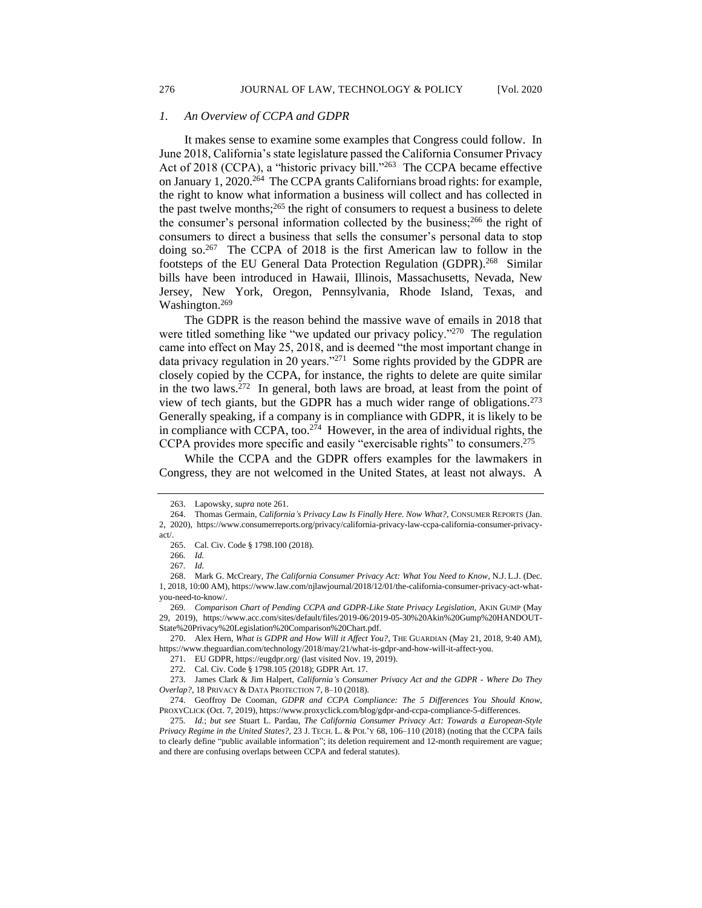### *1. An Overview of CCPA and GDPR*

It makes sense to examine some examples that Congress could follow. In June 2018, California's state legislature passed the California Consumer Privacy Act of 2018 (CCPA), a "historic privacy bill."[263] The CCPA became effective on January 1, 2020.[264] The CCPA grants Californians broad rights: for example, the right to know what information a business will collect and has collected in the past twelve months;[265] the right of consumers to request a business to delete the consumer's personal information collected by the business;[266] the right of consumers to direct a business that sells the consumer's personal data to stop doing so.[267] The CCPA of 2018 is the first American law to follow in the footsteps of the EU General Data Protection Regulation (GDPR).[268] Similar bills have been introduced in Hawaii, Illinois, Massachusetts, Nevada, New Jersey, New York, Oregon, Pennsylvania, Rhode Island, Texas, and Washington.[269]

The GDPR is the reason behind the massive wave of emails in 2018 that were titled something like "we updated our privacy policy."[270] The regulation came into effect on May 25, 2018, and is deemed "the most important change in data privacy regulation in 20 years."[271] Some rights provided by the GDPR are closely copied by the CCPA, for instance, the rights to delete are quite similar in the two laws.[272] In general, both laws are broad, at least from the point of view of tech giants, but the GDPR has a much wider range of obligations.[273] Generally speaking, if a company is in compliance with GDPR, it is likely to be in compliance with CCPA, too.[274] However, in the area of individual rights, the CCPA provides more specific and easily "exercisable rights" to consumers.[275]

While the CCPA and the GDPR offers examples for the lawmakers in Congress, they are not welcomed in the United States, at least not always. A

---

263. Lapowsky, *supra* note 261.

264. Thomas Germain, *California's Privacy Law Is Finally Here. Now What?*, CONSUMER REPORTS (Jan. 2, 2020), https://www.consumerreports.org/privacy/california-privacy-law-ccpa-california-consumer-privacy-act/.

265. Cal. Civ. Code § 1798.100 (2018).

266. *Id.*

267. *Id.*

268. Mark G. McCreary, *The California Consumer Privacy Act: What You Need to Know*, N.J. L.J. (Dec. 1, 2018, 10:00 AM), https://www.law.com/njlawjournal/2018/12/01/the-california-consumer-privacy-act-what-you-need-to-know/.

269. *Comparison Chart of Pending CCPA and GDPR-Like State Privacy Legislation*, AKIN GUMP (May 29, 2019), https://www.acc.com/sites/default/files/2019-06/2019-05-30%20Akin%20Gump%20HANDOUT-State%20Privacy%20Legislation%20Comparison%20Chart.pdf.

270. Alex Hern, *What is GDPR and How Will it Affect You?*, THE GUARDIAN (May 21, 2018, 9:40 AM), https://www.theguardian.com/technology/2018/may/21/what-is-gdpr-and-how-will-it-affect-you.

271. EU GDPR, https://eugdpr.org/ (last visited Nov. 19, 2019).

272. Cal. Civ. Code § 1798.105 (2018); GDPR Art. 17.

273. James Clark & Jim Halpert, *California's Consumer Privacy Act and the GDPR - Where Do They Overlap?*, 18 PRIVACY & DATA PROTECTION 7, 8–10 (2018).

274. Geoffroy De Cooman, *GDPR and CCPA Compliance: The 5 Differences You Should Know*, PROXYCLICK (Oct. 7, 2019), https://www.proxyclick.com/blog/gdpr-and-ccpa-compliance-5-differences.

275. *Id.*; *but see* Stuart L. Pardau, *The California Consumer Privacy Act: Towards a European-Style Privacy Regime in the United States?*, 23 J. TECH. L. & POL'Y 68, 106–110 (2018) (noting that the CCPA fails to clearly define "public available information"; its deletion requirement and 12-month requirement are vague; and there are confusing overlaps between CCPA and federal statutes).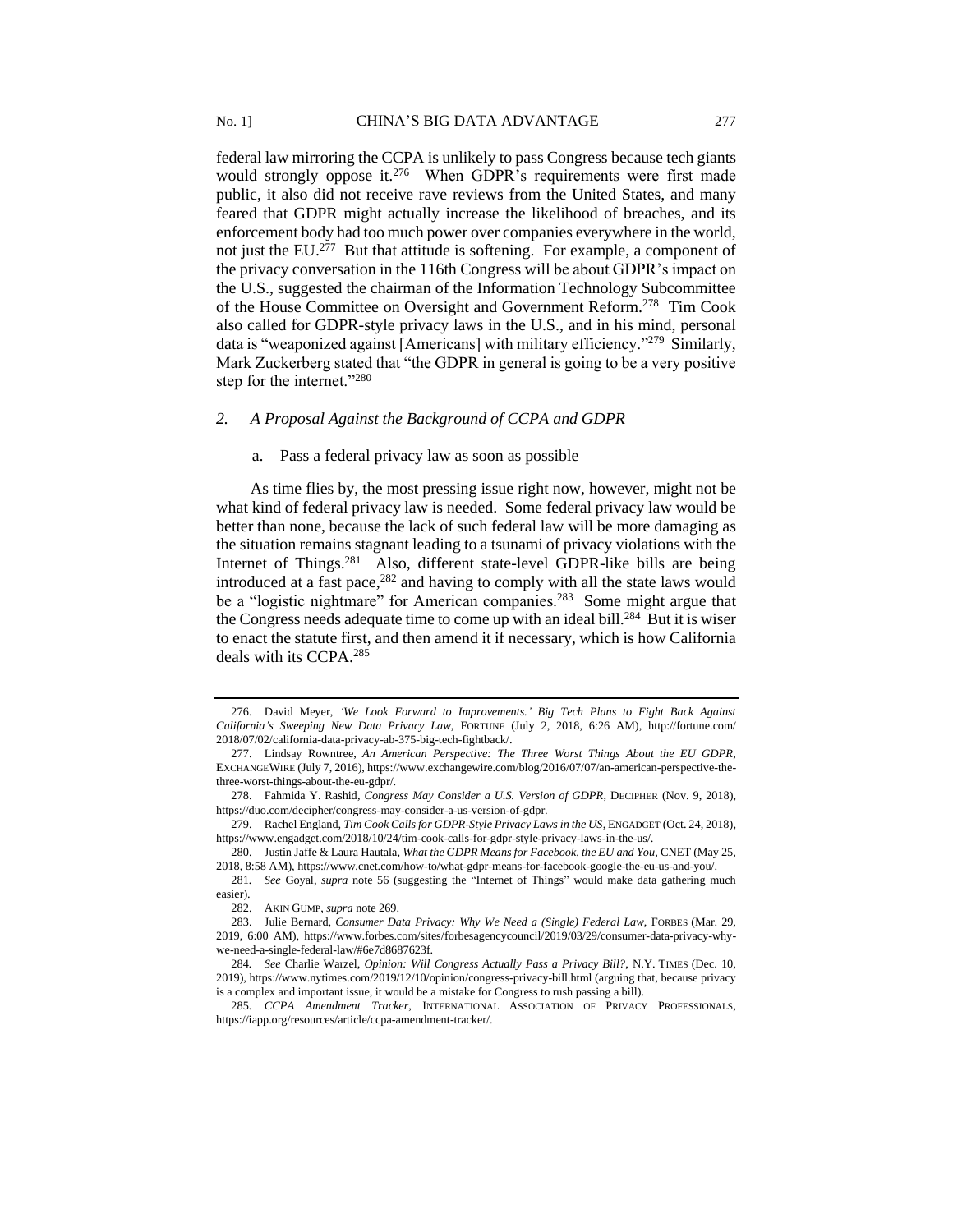federal law mirroring the CCPA is unlikely to pass Congress because tech giants would strongly oppose it.[276] When GDPR's requirements were first made public, it also did not receive rave reviews from the United States, and many feared that GDPR might actually increase the likelihood of breaches, and its enforcement body had too much power over companies everywhere in the world, not just the EU.[277] But that attitude is softening. For example, a component of the privacy conversation in the 116th Congress will be about GDPR's impact on the U.S., suggested the chairman of the Information Technology Subcommittee of the House Committee on Oversight and Government Reform.[278] Tim Cook also called for GDPR-style privacy laws in the U.S., and in his mind, personal data is "weaponized against [Americans] with military efficiency."[279] Similarly, Mark Zuckerberg stated that "the GDPR in general is going to be a very positive step for the internet."[280]

### *2. A Proposal Against the Background of CCPA and GDPR*

#### a. Pass a federal privacy law as soon as possible

As time flies by, the most pressing issue right now, however, might not be what kind of federal privacy law is needed. Some federal privacy law would be better than none, because the lack of such federal law will be more damaging as the situation remains stagnant leading to a tsunami of privacy violations with the Internet of Things.[281] Also, different state-level GDPR-like bills are being introduced at a fast pace,[282] and having to comply with all the state laws would be a "logistic nightmare" for American companies.[283] Some might argue that the Congress needs adequate time to come up with an ideal bill.[284] But it is wiser to enact the statute first, and then amend it if necessary, which is how California deals with its CCPA.[285]

---

276. David Meyer, *'We Look Forward to Improvements.' Big Tech Plans to Fight Back Against California's Sweeping New Data Privacy Law*, FORTUNE (July 2, 2018, 6:26 AM), http://fortune.com/2018/07/02/california-data-privacy-ab-375-big-tech-fightback/.

277. Lindsay Rowntree, *An American Perspective: The Three Worst Things About the EU GDPR*, EXCHANGEWIRE (July 7, 2016), https://www.exchangewire.com/blog/2016/07/07/an-american-perspective-the-three-worst-things-about-the-eu-gdpr/.

278. Fahmida Y. Rashid, *Congress May Consider a U.S. Version of GDPR*, DECIPHER (Nov. 9, 2018), https://duo.com/decipher/congress-may-consider-a-us-version-of-gdpr.

279. Rachel England, *Tim Cook Calls for GDPR-Style Privacy Laws in the US*, ENGADGET (Oct. 24, 2018), https://www.engadget.com/2018/10/24/tim-cook-calls-for-gdpr-style-privacy-laws-in-the-us/.

280. Justin Jaffe & Laura Hautala, *What the GDPR Means for Facebook, the EU and You*, CNET (May 25, 2018, 8:58 AM), https://www.cnet.com/how-to/what-gdpr-means-for-facebook-google-the-eu-us-and-you/.

281. *See* Goyal, *supra* note 56 (suggesting the "Internet of Things" would make data gathering much easier).

282. AKIN GUMP, *supra* note 269.

283. Julie Bernard, *Consumer Data Privacy: Why We Need a (Single) Federal Law*, FORBES (Mar. 29, 2019, 6:00 AM), https://www.forbes.com/sites/forbesagencycouncil/2019/03/29/consumer-data-privacy-why-we-need-a-single-federal-law/#6e7d8687623f.

284. *See* Charlie Warzel, *Opinion: Will Congress Actually Pass a Privacy Bill?*, N.Y. TIMES (Dec. 10, 2019), https://www.nytimes.com/2019/12/10/opinion/congress-privacy-bill.html (arguing that, because privacy is a complex and important issue, it would be a mistake for Congress to rush passing a bill).

285. *CCPA Amendment Tracker*, INTERNATIONAL ASSOCIATION OF PRIVACY PROFESSIONALS, https://iapp.org/resources/article/ccpa-amendment-tracker/.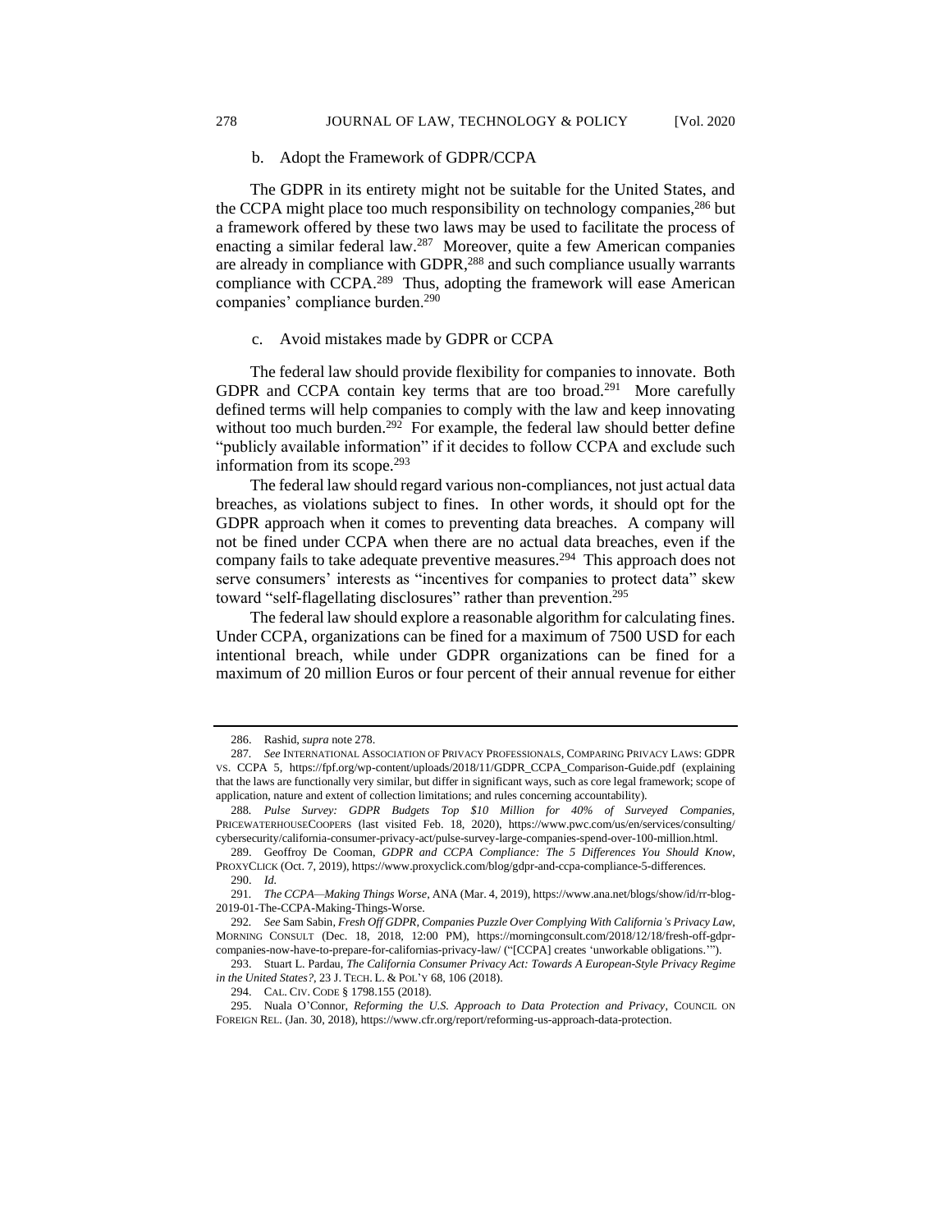b. Adopt the Framework of GDPR/CCPA

The GDPR in its entirety might not be suitable for the United States, and the CCPA might place too much responsibility on technology companies,[286] but a framework offered by these two laws may be used to facilitate the process of enacting a similar federal law.[287] Moreover, quite a few American companies are already in compliance with GDPR,[288] and such compliance usually warrants compliance with CCPA.[289] Thus, adopting the framework will ease American companies' compliance burden.[290]

c. Avoid mistakes made by GDPR or CCPA

The federal law should provide flexibility for companies to innovate. Both GDPR and CCPA contain key terms that are too broad.[291] More carefully defined terms will help companies to comply with the law and keep innovating without too much burden.[292] For example, the federal law should better define "publicly available information" if it decides to follow CCPA and exclude such information from its scope.[293]

The federal law should regard various non-compliances, not just actual data breaches, as violations subject to fines. In other words, it should opt for the GDPR approach when it comes to preventing data breaches. A company will not be fined under CCPA when there are no actual data breaches, even if the company fails to take adequate preventive measures.[294] This approach does not serve consumers' interests as "incentives for companies to protect data" skew toward "self-flagellating disclosures" rather than prevention.[295]

The federal law should explore a reasonable algorithm for calculating fines. Under CCPA, organizations can be fined for a maximum of 7500 USD for each intentional breach, while under GDPR organizations can be fined for a maximum of 20 million Euros or four percent of their annual revenue for either

---

286. Rashid, *supra* note 278.

287. *See* INTERNATIONAL ASSOCIATION OF PRIVACY PROFESSIONALS, COMPARING PRIVACY LAWS: GDPR VS. CCPA 5, https://fpf.org/wp-content/uploads/2018/11/GDPR_CCPA_Comparison-Guide.pdf (explaining that the laws are functionally very similar, but differ in significant ways, such as core legal framework; scope of application, nature and extent of collection limitations; and rules concerning accountability).

288. *Pulse Survey: GDPR Budgets Top $10 Million for 40% of Surveyed Companies*, PRICEWATERHOUSECOOPERS (last visited Feb. 18, 2020), https://www.pwc.com/us/en/services/consulting/cybersecurity/california-consumer-privacy-act/pulse-survey-large-companies-spend-over-100-million.html.

289. Geoffroy De Cooman, *GDPR and CCPA Compliance: The 5 Differences You Should Know*, PROXYCLICK (Oct. 7, 2019), https://www.proxyclick.com/blog/gdpr-and-ccpa-compliance-5-differences.

290. *Id.*

291. *The CCPA—Making Things Worse*, ANA (Mar. 4, 2019), https://www.ana.net/blogs/show/id/rr-blog-2019-01-The-CCPA-Making-Things-Worse.

292. *See* Sam Sabin, *Fresh Off GDPR, Companies Puzzle Over Complying With California's Privacy Law*, MORNING CONSULT (Dec. 18, 2018, 12:00 PM), https://morningconsult.com/2018/12/18/fresh-off-gdpr-companies-now-have-to-prepare-for-californias-privacy-law/ ("[CCPA] creates 'unworkable obligations.'").

293. Stuart L. Pardau, *The California Consumer Privacy Act: Towards A European-Style Privacy Regime in the United States?*, 23 J. TECH. L. & POL'Y 68, 106 (2018).

294. CAL. CIV. CODE § 1798.155 (2018).

295. Nuala O'Connor, *Reforming the U.S. Approach to Data Protection and Privacy*, COUNCIL ON FOREIGN REL. (Jan. 30, 2018), https://www.cfr.org/report/reforming-us-approach-data-protection.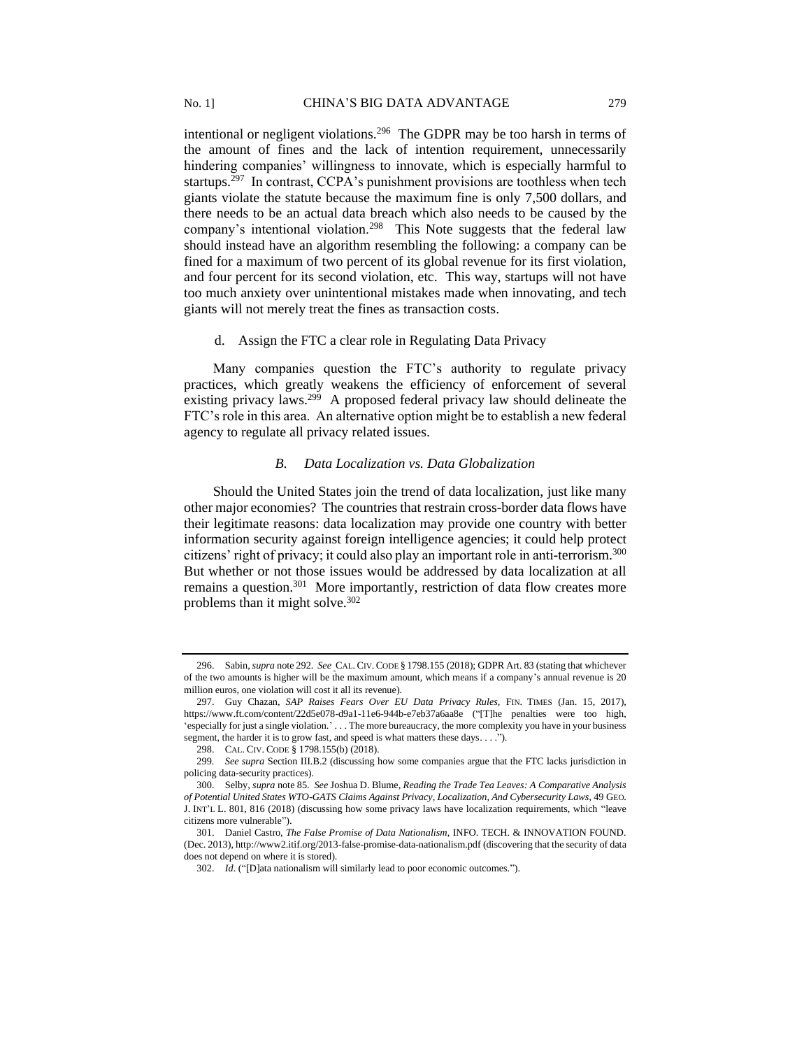intentional or negligent violations.[296] The GDPR may be too harsh in terms of the amount of fines and the lack of intention requirement, unnecessarily hindering companies' willingness to innovate, which is especially harmful to startups.[297] In contrast, CCPA's punishment provisions are toothless when tech giants violate the statute because the maximum fine is only 7,500 dollars, and there needs to be an actual data breach which also needs to be caused by the company's intentional violation.[298] This Note suggests that the federal law should instead have an algorithm resembling the following: a company can be fined for a maximum of two percent of its global revenue for its first violation, and four percent for its second violation, etc. This way, startups will not have too much anxiety over unintentional mistakes made when innovating, and tech giants will not merely treat the fines as transaction costs.

d. Assign the FTC a clear role in Regulating Data Privacy

Many companies question the FTC's authority to regulate privacy practices, which greatly weakens the efficiency of enforcement of several existing privacy laws.[299] A proposed federal privacy law should delineate the FTC's role in this area. An alternative option might be to establish a new federal agency to regulate all privacy related issues.

### *B. Data Localization vs. Data Globalization*

Should the United States join the trend of data localization, just like many other major economies? The countries that restrain cross-border data flows have their legitimate reasons: data localization may provide one country with better information security against foreign intelligence agencies; it could help protect citizens' right of privacy; it could also play an important role in anti-terrorism.[300] But whether or not those issues would be addressed by data localization at all remains a question.[301] More importantly, restriction of data flow creates more problems than it might solve.[302]

---

296. Sabin, *supra* note 292. *See* CAL. CIV. CODE § 1798.155 (2018); GDPR Art. 83 (stating that whichever of the two amounts is higher will be the maximum amount, which means if a company's annual revenue is 20 million euros, one violation will cost it all its revenue).

297. Guy Chazan, *SAP Raises Fears Over EU Data Privacy Rules*, FIN. TIMES (Jan. 15, 2017), https://www.ft.com/content/22d5e078-d9a1-11e6-944b-e7eb37a6aa8e ("[T]he penalties were too high, 'especially for just a single violation.' . . . The more bureaucracy, the more complexity you have in your business segment, the harder it is to grow fast, and speed is what matters these days. . . .").

298. CAL. CIV. CODE § 1798.155(b) (2018).

299. *See supra* Section III.B.2 (discussing how some companies argue that the FTC lacks jurisdiction in policing data-security practices).

300. Selby, *supra* note 85. *See* Joshua D. Blume, *Reading the Trade Tea Leaves: A Comparative Analysis of Potential United States WTO-GATS Claims Against Privacy, Localization, And Cybersecurity Laws*, 49 GEO. J. INT'L L. 801, 816 (2018) (discussing how some privacy laws have localization requirements, which "leave citizens more vulnerable").

301. Daniel Castro, *The False Promise of Data Nationalism*, INFO. TECH. & INNOVATION FOUND. (Dec. 2013), http://www2.itif.org/2013-false-promise-data-nationalism.pdf (discovering that the security of data does not depend on where it is stored).

302. *Id*. ("[D]ata nationalism will similarly lead to poor economic outcomes.").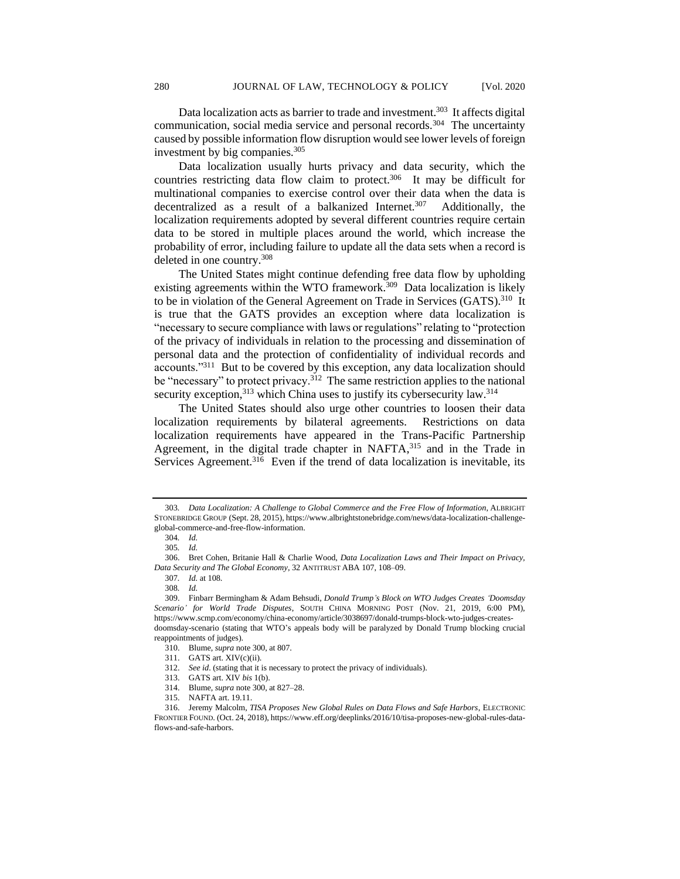Data localization acts as barrier to trade and investment.[303] It affects digital communication, social media service and personal records.[304] The uncertainty caused by possible information flow disruption would see lower levels of foreign investment by big companies.[305]

Data localization usually hurts privacy and data security, which the countries restricting data flow claim to protect.[306] It may be difficult for multinational companies to exercise control over their data when the data is decentralized as a result of a balkanized Internet.[307] Additionally, the localization requirements adopted by several different countries require certain data to be stored in multiple places around the world, which increase the probability of error, including failure to update all the data sets when a record is deleted in one country.[308]

The United States might continue defending free data flow by upholding existing agreements within the WTO framework.[309] Data localization is likely to be in violation of the General Agreement on Trade in Services (GATS).[310] It is true that the GATS provides an exception where data localization is "necessary to secure compliance with laws or regulations" relating to "protection of the privacy of individuals in relation to the processing and dissemination of personal data and the protection of confidentiality of individual records and accounts."[311] But to be covered by this exception, any data localization should be "necessary" to protect privacy.[312] The same restriction applies to the national security exception,[313] which China uses to justify its cybersecurity law.[314]

The United States should also urge other countries to loosen their data localization requirements by bilateral agreements. Restrictions on data localization requirements have appeared in the Trans-Pacific Partnership Agreement, in the digital trade chapter in NAFTA,[315] and in the Trade in Services Agreement.[316] Even if the trend of data localization is inevitable, its

---

303. *Data Localization: A Challenge to Global Commerce and the Free Flow of Information*, ALBRIGHT STONEBRIDGE GROUP (Sept. 28, 2015), https://www.albrightstonebridge.com/news/data-localization-challenge-global-commerce-and-free-flow-information.

304. *Id.*

305. *Id.*

306. Bret Cohen, Britanie Hall & Charlie Wood, *Data Localization Laws and Their Impact on Privacy, Data Security and The Global Economy*, 32 ANTITRUST ABA 107, 108–09.

307. *Id.* at 108.

308. *Id.*

309. Finbarr Bermingham & Adam Behsudi, *Donald Trump's Block on WTO Judges Creates 'Doomsday Scenario' for World Trade Disputes*, SOUTH CHINA MORNING POST (Nov. 21, 2019, 6:00 PM), https://www.scmp.com/economy/china-economy/article/3038697/donald-trumps-block-wto-judges-creates-doomsday-scenario (stating that WTO's appeals body will be paralyzed by Donald Trump blocking crucial reappointments of judges).

310. Blume, *supra* note 300, at 807.

311. GATS art. XIV(c)(ii).

312. *See id*. (stating that it is necessary to protect the privacy of individuals).

313. GATS art. XIV *bis* 1(b).

314. Blume, *supra* note 300, at 827–28.

315. NAFTA art. 19.11.

316. Jeremy Malcolm, *TISA Proposes New Global Rules on Data Flows and Safe Harbors*, ELECTRONIC FRONTIER FOUND. (Oct. 24, 2018), https://www.eff.org/deeplinks/2016/10/tisa-proposes-new-global-rules-data-flows-and-safe-harbors.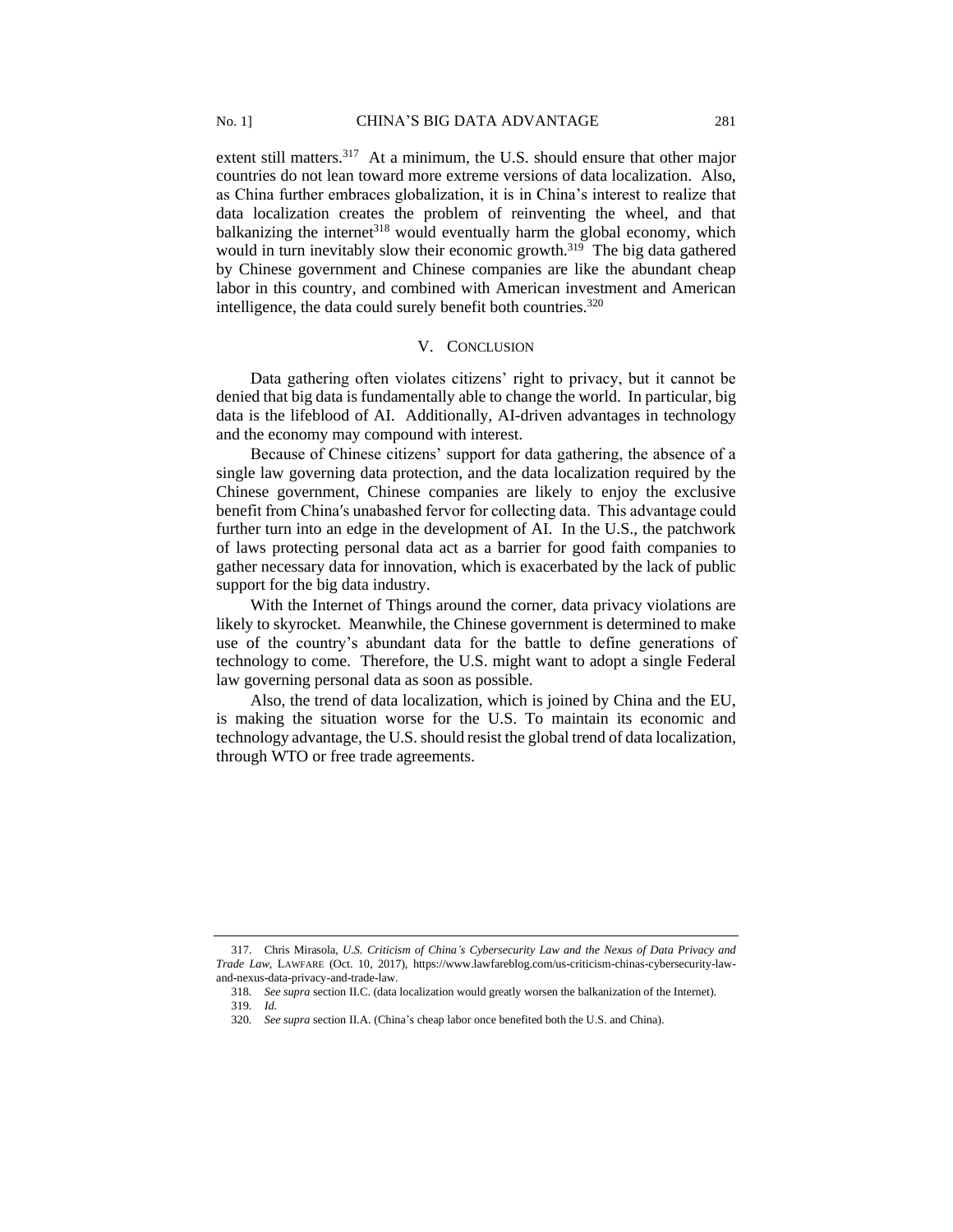extent still matters.[317] At a minimum, the U.S. should ensure that other major countries do not lean toward more extreme versions of data localization. Also, as China further embraces globalization, it is in China's interest to realize that data localization creates the problem of reinventing the wheel, and that balkanizing the internet[318] would eventually harm the global economy, which would in turn inevitably slow their economic growth.[319] The big data gathered by Chinese government and Chinese companies are like the abundant cheap labor in this country, and combined with American investment and American intelligence, the data could surely benefit both countries.[320]

## V. CONCLUSION

Data gathering often violates citizens' right to privacy, but it cannot be denied that big data is fundamentally able to change the world. In particular, big data is the lifeblood of AI. Additionally, AI-driven advantages in technology and the economy may compound with interest.

Because of Chinese citizens' support for data gathering, the absence of a single law governing data protection, and the data localization required by the Chinese government, Chinese companies are likely to enjoy the exclusive benefit from China′s unabashed fervor for collecting data. This advantage could further turn into an edge in the development of AI. In the U.S., the patchwork of laws protecting personal data act as a barrier for good faith companies to gather necessary data for innovation, which is exacerbated by the lack of public support for the big data industry.

With the Internet of Things around the corner, data privacy violations are likely to skyrocket. Meanwhile, the Chinese government is determined to make use of the country's abundant data for the battle to define generations of technology to come. Therefore, the U.S. might want to adopt a single Federal law governing personal data as soon as possible.

Also, the trend of data localization, which is joined by China and the EU, is making the situation worse for the U.S. To maintain its economic and technology advantage, the U.S. should resist the global trend of data localization, through WTO or free trade agreements.

---

317. Chris Mirasola, *U.S. Criticism of China's Cybersecurity Law and the Nexus of Data Privacy and Trade Law*, LAWFARE (Oct. 10, 2017), https://www.lawfareblog.com/us-criticism-chinas-cybersecurity-law-and-nexus-data-privacy-and-trade-law.

318. *See supra* section II.C. (data localization would greatly worsen the balkanization of the Internet).

319. *Id.*

320. *See supra* section II.A. (China's cheap labor once benefited both the U.S. and China).